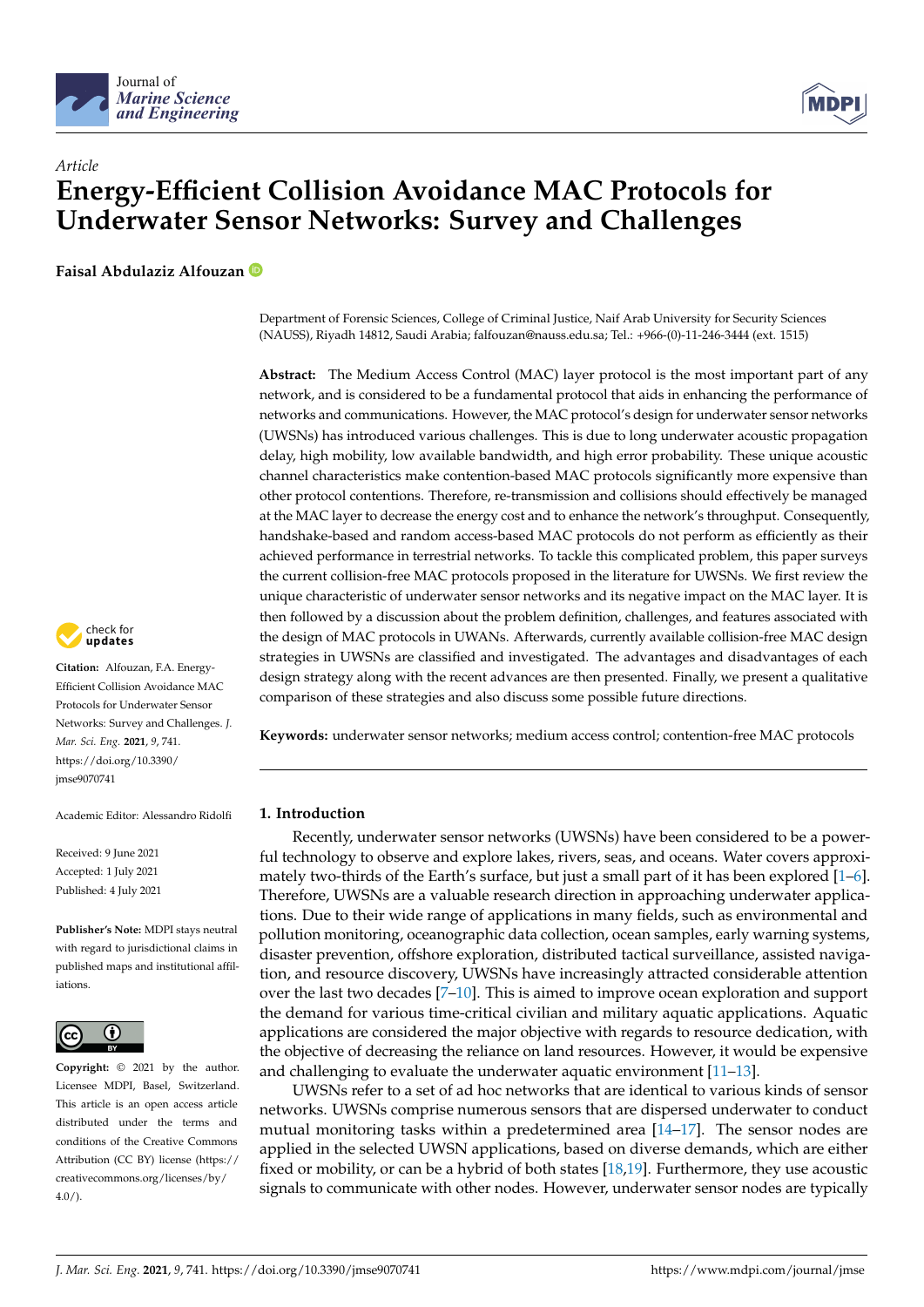*Article*

# Energy-Efficient Collision Avoidance MAC Protocols for Underwater Sensor Networks: Survey and Challenges

**Faisal Abdulaziz Alfouzan**

Department of Forensic Sciences, College of Criminal Justice, Naif Arab University for Security Sciences (NAUSS), Riyadh 14812, Saudi Arabia; falfouzan@nauss.edu.sa; Tel.: +966-(0)-11-246-3444 (ext. 1515)

**Abstract:** The Medium Access Control (MAC) layer protocol is the most important part of any network, and is considered to be a fundamental protocol that aids in enhancing the performance of networks and communications. However, the MAC protocol's design for underwater sensor networks (UWSNs) has introduced various challenges. This is due to long underwater acoustic propagation delay, high mobility, low available bandwidth, and high error probability. These unique acoustic channel characteristics make contention-based MAC protocols significantly more expensive than other protocol contentions. Therefore, re-transmission and collisions should effectively be managed at the MAC layer to decrease the energy cost and to enhance the network's throughput. Consequently, handshake-based and random access-based MAC protocols do not perform as efficiently as their achieved performance in terrestrial networks. To tackle this complicated problem, this paper surveys the current collision-free MAC protocols proposed in the literature for UWSNs. We first review the unique characteristic of underwater sensor networks and its negative impact on the MAC layer. It is then followed by a discussion about the problem definition, challenges, and features associated with the design of MAC protocols in UWANs. Afterwards, currently available collision-free MAC design strategies in UWSNs are classified and investigated. The advantages and disadvantages of each design strategy along with the recent advances are then presented. Finally, we present a qualitative comparison of these strategies and also discuss some possible future directions.

**Keywords:** underwater sensor networks; medium access control; contention-free MAC protocols

**Citation:** Alfouzan, F.A. Energy-Efficient Collision Avoidance MAC Protocols for Underwater Sensor Networks: Survey and Challenges. *J. Mar. Sci. Eng.* **2021**, *9*, 741. https://doi.org/10.3390/jmse9070741

Academic Editor: Alessandro Ridolfi

Received: 9 June 2021
Accepted: 1 July 2021
Published: 4 July 2021

**Publisher's Note:** MDPI stays neutral with regard to jurisdictional claims in published maps and institutional affiliations.

**Copyright:** © 2021 by the author. Licensee MDPI, Basel, Switzerland. This article is an open access article distributed under the terms and conditions of the Creative Commons Attribution (CC BY) license (https://creativecommons.org/licenses/by/4.0/).

## 1. Introduction

Recently, underwater sensor networks (UWSNs) have been considered to be a powerful technology to observe and explore lakes, rivers, seas, and oceans. Water covers approximately two-thirds of the Earth's surface, but just a small part of it has been explored [1–6]. Therefore, UWSNs are a valuable research direction in approaching underwater applications. Due to their wide range of applications in many fields, such as environmental and pollution monitoring, oceanographic data collection, ocean samples, early warning systems, disaster prevention, offshore exploration, distributed tactical surveillance, assisted navigation, and resource discovery, UWSNs have increasingly attracted considerable attention over the last two decades [7–10]. This is aimed to improve ocean exploration and support the demand for various time-critical civilian and military aquatic applications. Aquatic applications are considered the major objective with regards to resource dedication, with the objective of decreasing the reliance on land resources. However, it would be expensive and challenging to evaluate the underwater aquatic environment [11–13].

UWSNs refer to a set of ad hoc networks that are identical to various kinds of sensor networks. UWSNs comprise numerous sensors that are dispersed underwater to conduct mutual monitoring tasks within a predetermined area [14–17]. The sensor nodes are applied in the selected UWSN applications, based on diverse demands, which are either fixed or mobility, or can be a hybrid of both states [18,19]. Furthermore, they use acoustic signals to communicate with other nodes. However, underwater sensor nodes are typically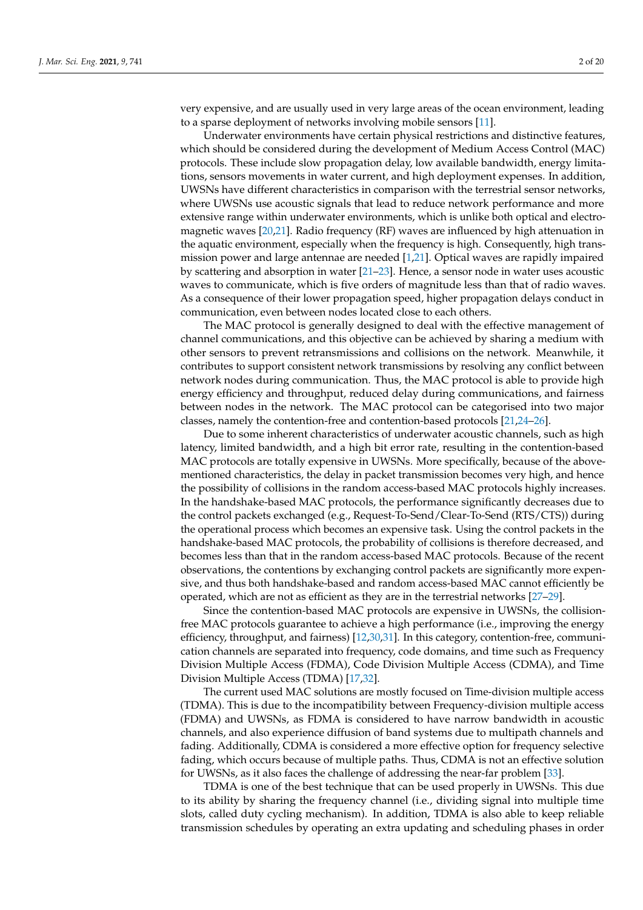very expensive, and are usually used in very large areas of the ocean environment, leading to a sparse deployment of networks involving mobile sensors [11].

Underwater environments have certain physical restrictions and distinctive features, which should be considered during the development of Medium Access Control (MAC) protocols. These include slow propagation delay, low available bandwidth, energy limitations, sensors movements in water current, and high deployment expenses. In addition, UWSNs have different characteristics in comparison with the terrestrial sensor networks, where UWSNs use acoustic signals that lead to reduce network performance and more extensive range within underwater environments, which is unlike both optical and electromagnetic waves [20,21]. Radio frequency (RF) waves are influenced by high attenuation in the aquatic environment, especially when the frequency is high. Consequently, high transmission power and large antennae are needed [1,21]. Optical waves are rapidly impaired by scattering and absorption in water [21–23]. Hence, a sensor node in water uses acoustic waves to communicate, which is five orders of magnitude less than that of radio waves. As a consequence of their lower propagation speed, higher propagation delays conduct in communication, even between nodes located close to each others.

The MAC protocol is generally designed to deal with the effective management of channel communications, and this objective can be achieved by sharing a medium with other sensors to prevent retransmissions and collisions on the network. Meanwhile, it contributes to support consistent network transmissions by resolving any conflict between network nodes during communication. Thus, the MAC protocol is able to provide high energy efficiency and throughput, reduced delay during communications, and fairness between nodes in the network. The MAC protocol can be categorised into two major classes, namely the contention-free and contention-based protocols [21,24–26].

Due to some inherent characteristics of underwater acoustic channels, such as high latency, limited bandwidth, and a high bit error rate, resulting in the contention-based MAC protocols are totally expensive in UWSNs. More specifically, because of the above-mentioned characteristics, the delay in packet transmission becomes very high, and hence the possibility of collisions in the random access-based MAC protocols highly increases. In the handshake-based MAC protocols, the performance significantly decreases due to the control packets exchanged (e.g., Request-To-Send/Clear-To-Send (RTS/CTS)) during the operational process which becomes an expensive task. Using the control packets in the handshake-based MAC protocols, the probability of collisions is therefore decreased, and becomes less than that in the random access-based MAC protocols. Because of the recent observations, the contentions by exchanging control packets are significantly more expensive, and thus both handshake-based and random access-based MAC cannot efficiently be operated, which are not as efficient as they are in the terrestrial networks [27–29].

Since the contention-based MAC protocols are expensive in UWSNs, the collision-free MAC protocols guarantee to achieve a high performance (i.e., improving the energy efficiency, throughput, and fairness) [12,30,31]. In this category, contention-free, communication channels are separated into frequency, code domains, and time such as Frequency Division Multiple Access (FDMA), Code Division Multiple Access (CDMA), and Time Division Multiple Access (TDMA) [17,32].

The current used MAC solutions are mostly focused on Time-division multiple access (TDMA). This is due to the incompatibility between Frequency-division multiple access (FDMA) and UWSNs, as FDMA is considered to have narrow bandwidth in acoustic channels, and also experience diffusion of band systems due to multipath channels and fading. Additionally, CDMA is considered a more effective option for frequency selective fading, which occurs because of multiple paths. Thus, CDMA is not an effective solution for UWSNs, as it also faces the challenge of addressing the near-far problem [33].

TDMA is one of the best technique that can be used properly in UWSNs. This due to its ability by sharing the frequency channel (i.e., dividing signal into multiple time slots, called duty cycling mechanism). In addition, TDMA is also able to keep reliable transmission schedules by operating an extra updating and scheduling phases in order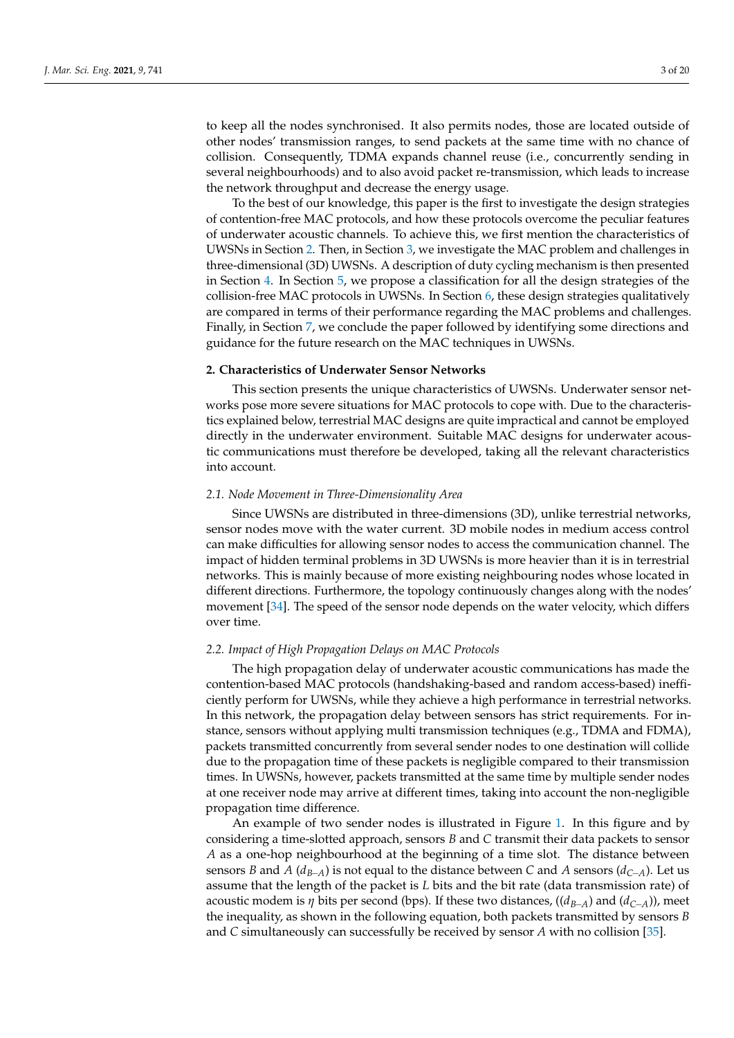to keep all the nodes synchronised. It also permits nodes, those are located outside of other nodes' transmission ranges, to send packets at the same time with no chance of collision. Consequently, TDMA expands channel reuse (i.e., concurrently sending in several neighbourhoods) and to also avoid packet re-transmission, which leads to increase the network throughput and decrease the energy usage.

To the best of our knowledge, this paper is the first to investigate the design strategies of contention-free MAC protocols, and how these protocols overcome the peculiar features of underwater acoustic channels. To achieve this, we first mention the characteristics of UWSNs in Section 2. Then, in Section 3, we investigate the MAC problem and challenges in three-dimensional (3D) UWSNs. A description of duty cycling mechanism is then presented in Section 4. In Section 5, we propose a classification for all the design strategies of the collision-free MAC protocols in UWSNs. In Section 6, these design strategies qualitatively are compared in terms of their performance regarding the MAC problems and challenges. Finally, in Section 7, we conclude the paper followed by identifying some directions and guidance for the future research on the MAC techniques in UWSNs.

## 2. Characteristics of Underwater Sensor Networks

This section presents the unique characteristics of UWSNs. Underwater sensor networks pose more severe situations for MAC protocols to cope with. Due to the characteristics explained below, terrestrial MAC designs are quite impractical and cannot be employed directly in the underwater environment. Suitable MAC designs for underwater acoustic communications must therefore be developed, taking all the relevant characteristics into account.

### *2.1. Node Movement in Three-Dimensionality Area*

Since UWSNs are distributed in three-dimensions (3D), unlike terrestrial networks, sensor nodes move with the water current. 3D mobile nodes in medium access control can make difficulties for allowing sensor nodes to access the communication channel. The impact of hidden terminal problems in 3D UWSNs is more heavier than it is in terrestrial networks. This is mainly because of more existing neighbouring nodes whose located in different directions. Furthermore, the topology continuously changes along with the nodes' movement [34]. The speed of the sensor node depends on the water velocity, which differs over time.

### *2.2. Impact of High Propagation Delays on MAC Protocols*

The high propagation delay of underwater acoustic communications has made the contention-based MAC protocols (handshaking-based and random access-based) inefficiently perform for UWSNs, while they achieve a high performance in terrestrial networks. In this network, the propagation delay between sensors has strict requirements. For instance, sensors without applying multi transmission techniques (e.g., TDMA and FDMA), packets transmitted concurrently from several sender nodes to one destination will collide due to the propagation time of these packets is negligible compared to their transmission times. In UWSNs, however, packets transmitted at the same time by multiple sender nodes at one receiver node may arrive at different times, taking into account the non-negligible propagation time difference.

An example of two sender nodes is illustrated in Figure 1. In this figure and by considering a time-slotted approach, sensors *B* and *C* transmit their data packets to sensor *A* as a one-hop neighbourhood at the beginning of a time slot. The distance between sensors *B* and *A* ($d_{B-A}$) is not equal to the distance between *C* and *A* sensors ($d_{C-A}$). Let us assume that the length of the packet is *L* bits and the bit rate (data transmission rate) of acoustic modem is $\eta$ bits per second (bps). If these two distances, (($d_{B-A}$) and ($d_{C-A}$)), meet the inequality, as shown in the following equation, both packets transmitted by sensors *B* and *C* simultaneously can successfully be received by sensor *A* with no collision [35].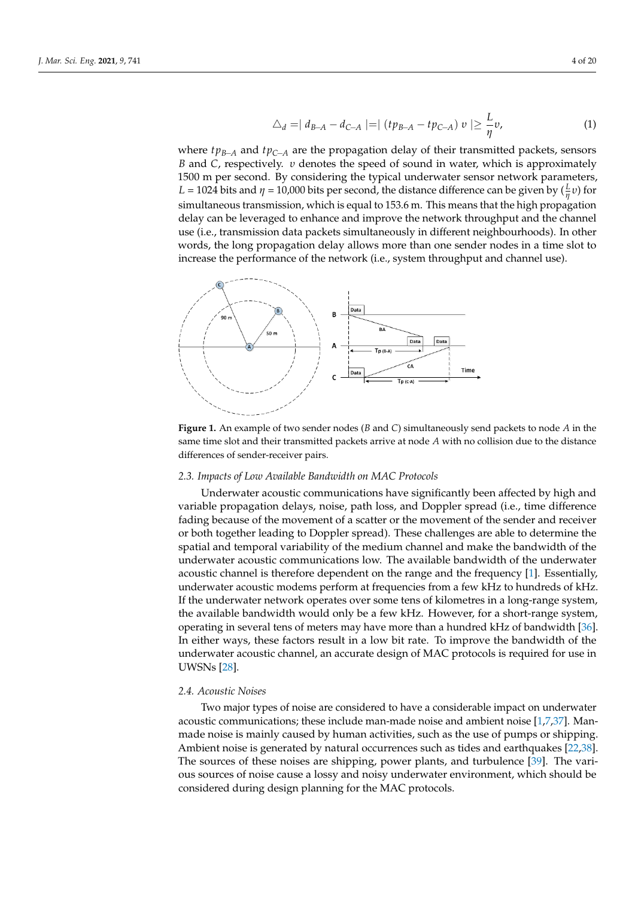$$\triangle_d = | d_{B\text{–}A} - d_{C\text{–}A} | = | (tp_{B\text{–}A} - tp_{C\text{–}A})\, v | \geq \frac{L}{\eta} v, \tag{1}$$

where $tp_{B\text{–}A}$ and $tp_{C\text{–}A}$ are the propagation delay of their transmitted packets, sensors $B$ and $C$, respectively. $v$ denotes the speed of sound in water, which is approximately 1500 m per second. By considering the typical underwater sensor network parameters, $L$ = 1024 bits and $\eta$ = 10,000 bits per second, the distance difference can be given by $(\frac{L}{\eta} v)$ for simultaneous transmission, which is equal to 153.6 m. This means that the high propagation delay can be leveraged to enhance and improve the network throughput and the channel use (i.e., transmission data packets simultaneously in different neighbourhoods). In other words, the long propagation delay allows more than one sender nodes in a time slot to increase the performance of the network (i.e., system throughput and channel use).

**Figure 1.** An example of two sender nodes ($B$ and $C$) simultaneously send packets to node $A$ in the same time slot and their transmitted packets arrive at node $A$ with no collision due to the distance differences of sender-receiver pairs.

### 2.3. Impacts of Low Available Bandwidth on MAC Protocols

Underwater acoustic communications have significantly been affected by high and variable propagation delays, noise, path loss, and Doppler spread (i.e., time difference fading because of the movement of a scatter or the movement of the sender and receiver or both together leading to Doppler spread). These challenges are able to determine the spatial and temporal variability of the medium channel and make the bandwidth of the underwater acoustic communications low. The available bandwidth of the underwater acoustic channel is therefore dependent on the range and the frequency [1]. Essentially, underwater acoustic modems perform at frequencies from a few kHz to hundreds of kHz. If the underwater network operates over some tens of kilometres in a long-range system, the available bandwidth would only be a few kHz. However, for a short-range system, operating in several tens of meters may have more than a hundred kHz of bandwidth [36]. In either ways, these factors result in a low bit rate. To improve the bandwidth of the underwater acoustic channel, an accurate design of MAC protocols is required for use in UWSNs [28].

### 2.4. Acoustic Noises

Two major types of noise are considered to have a considerable impact on underwater acoustic communications; these include man-made noise and ambient noise [1,7,37]. Man-made noise is mainly caused by human activities, such as the use of pumps or shipping. Ambient noise is generated by natural occurrences such as tides and earthquakes [22,38]. The sources of these noises are shipping, power plants, and turbulence [39]. The various sources of noise cause a lossy and noisy underwater environment, which should be considered during design planning for the MAC protocols.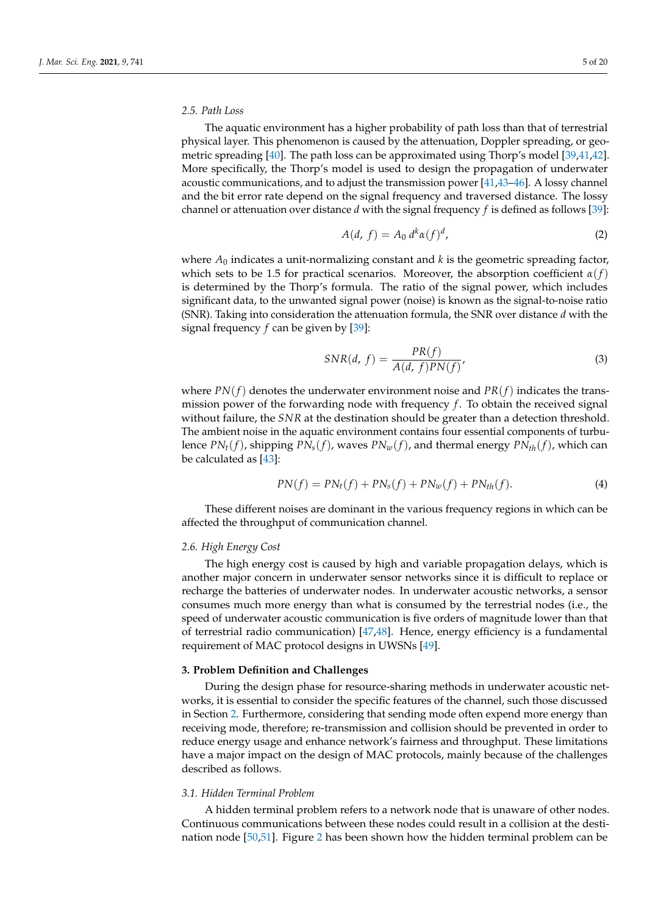### 2.5. Path Loss

The aquatic environment has a higher probability of path loss than that of terrestrial physical layer. This phenomenon is caused by the attenuation, Doppler spreading, or geometric spreading [40]. The path loss can be approximated using Thorp's model [39,41,42]. More specifically, the Thorp's model is used to design the propagation of underwater acoustic communications, and to adjust the transmission power [41,43–46]. A lossy channel and the bit error rate depend on the signal frequency and traversed distance. The lossy channel or attenuation over distance $d$ with the signal frequency $f$ is defined as follows [39]:

$$A(d,\ f) = A_0\ d^k \alpha(f)^d, \tag{2}$$

where $A_0$ indicates a unit-normalizing constant and $k$ is the geometric spreading factor, which sets to be 1.5 for practical scenarios. Moreover, the absorption coefficient $\alpha(f)$ is determined by the Thorp's formula. The ratio of the signal power, which includes significant data, to the unwanted signal power (noise) is known as the signal-to-noise ratio (SNR). Taking into consideration the attenuation formula, the SNR over distance $d$ with the signal frequency $f$ can be given by [39]:

$$SNR(d,\ f) = \frac{PR(f)}{A(d,\ f)PN(f)}, \tag{3}$$

where $PN(f)$ denotes the underwater environment noise and $PR(f)$ indicates the transmission power of the forwarding node with frequency $f$. To obtain the received signal without failure, the $SNR$ at the destination should be greater than a detection threshold. The ambient noise in the aquatic environment contains four essential components of turbulence $PN_t(f)$, shipping $PN_s(f)$, waves $PN_w(f)$, and thermal energy $PN_{th}(f)$, which can be calculated as [43]:

$$PN(f) = PN_t(f) + PN_s(f) + PN_w(f) + PN_{th}(f). \tag{4}$$

These different noises are dominant in the various frequency regions in which can be affected the throughput of communication channel.

### 2.6. High Energy Cost

The high energy cost is caused by high and variable propagation delays, which is another major concern in underwater sensor networks since it is difficult to replace or recharge the batteries of underwater nodes. In underwater acoustic networks, a sensor consumes much more energy than what is consumed by the terrestrial nodes (i.e., the speed of underwater acoustic communication is five orders of magnitude lower than that of terrestrial radio communication) [47,48]. Hence, energy efficiency is a fundamental requirement of MAC protocol designs in UWSNs [49].

## 3. Problem Definition and Challenges

During the design phase for resource-sharing methods in underwater acoustic networks, it is essential to consider the specific features of the channel, such those discussed in Section 2. Furthermore, considering that sending mode often expend more energy than receiving mode, therefore; re-transmission and collision should be prevented in order to reduce energy usage and enhance network's fairness and throughput. These limitations have a major impact on the design of MAC protocols, mainly because of the challenges described as follows.

### 3.1. Hidden Terminal Problem

A hidden terminal problem refers to a network node that is unaware of other nodes. Continuous communications between these nodes could result in a collision at the destination node [50,51]. Figure 2 has been shown how the hidden terminal problem can be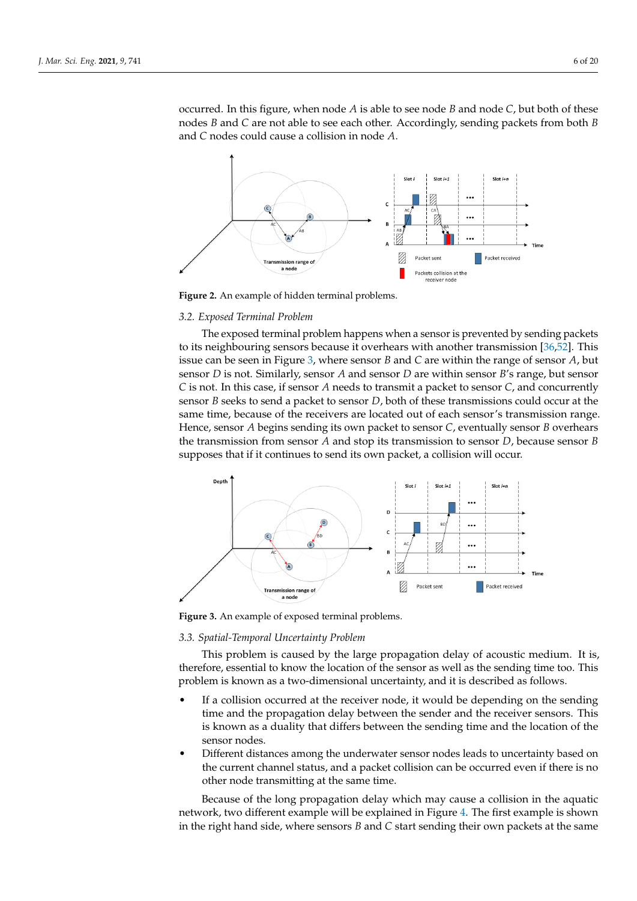occurred. In this figure, when node $A$ is able to see node $B$ and node $C$, but both of these nodes $B$ and $C$ are not able to see each other. Accordingly, sending packets from both $B$ and $C$ nodes could cause a collision in node $A$.

**Figure 2.** An example of hidden terminal problems.

### 3.2. Exposed Terminal Problem

The exposed terminal problem happens when a sensor is prevented by sending packets to its neighbouring sensors because it overhears with another transmission [36,52]. This issue can be seen in Figure 3, where sensor $B$ and $C$ are within the range of sensor $A$, but sensor $D$ is not. Similarly, sensor $A$ and sensor $D$ are within sensor $B$'s range, but sensor $C$ is not. In this case, if sensor $A$ needs to transmit a packet to sensor $C$, and concurrently sensor $B$ seeks to send a packet to sensor $D$, both of these transmissions could occur at the same time, because of the receivers are located out of each sensor's transmission range. Hence, sensor $A$ begins sending its own packet to sensor $C$, eventually sensor $B$ overhears the transmission from sensor $A$ and stop its transmission to sensor $D$, because sensor $B$ supposes that if it continues to send its own packet, a collision will occur.

**Figure 3.** An example of exposed terminal problems.

### 3.3. Spatial-Temporal Uncertainty Problem

This problem is caused by the large propagation delay of acoustic medium. It is, therefore, essential to know the location of the sensor as well as the sending time too. This problem is known as a two-dimensional uncertainty, and it is described as follows.

- If a collision occurred at the receiver node, it would be depending on the sending time and the propagation delay between the sender and the receiver sensors. This is known as a duality that differs between the sending time and the location of the sensor nodes.
- Different distances among the underwater sensor nodes leads to uncertainty based on the current channel status, and a packet collision can be occurred even if there is no other node transmitting at the same time.

Because of the long propagation delay which may cause a collision in the aquatic network, two different example will be explained in Figure 4. The first example is shown in the right hand side, where sensors $B$ and $C$ start sending their own packets at the same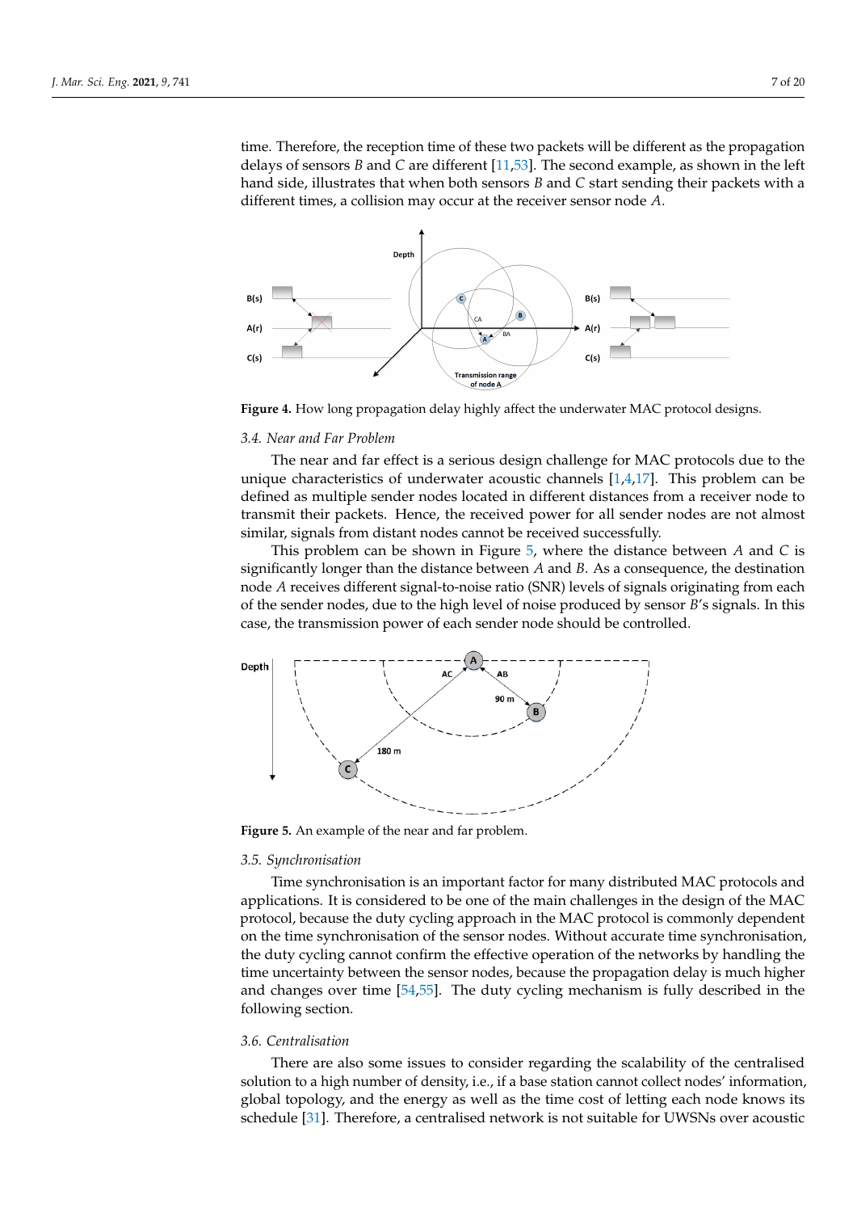time. Therefore, the reception time of these two packets will be different as the propagation delays of sensors $B$ and $C$ are different [11,53]. The second example, as shown in the left hand side, illustrates that when both sensors $B$ and $C$ start sending their packets with a different times, a collision may occur at the receiver sensor node $A$.

**Figure 4.** How long propagation delay highly affect the underwater MAC protocol designs.

### 3.4. Near and Far Problem

The near and far effect is a serious design challenge for MAC protocols due to the unique characteristics of underwater acoustic channels [1,4,17]. This problem can be defined as multiple sender nodes located in different distances from a receiver node to transmit their packets. Hence, the received power for all sender nodes are not almost similar, signals from distant nodes cannot be received successfully.

This problem can be shown in Figure 5, where the distance between $A$ and $C$ is significantly longer than the distance between $A$ and $B$. As a consequence, the destination node $A$ receives different signal-to-noise ratio (SNR) levels of signals originating from each of the sender nodes, due to the high level of noise produced by sensor $B$'s signals. In this case, the transmission power of each sender node should be controlled.

**Figure 5.** An example of the near and far problem.

### 3.5. Synchronisation

Time synchronisation is an important factor for many distributed MAC protocols and applications. It is considered to be one of the main challenges in the design of the MAC protocol, because the duty cycling approach in the MAC protocol is commonly dependent on the time synchronisation of the sensor nodes. Without accurate time synchronisation, the duty cycling cannot confirm the effective operation of the networks by handling the time uncertainty between the sensor nodes, because the propagation delay is much higher and changes over time [54,55]. The duty cycling mechanism is fully described in the following section.

### 3.6. Centralisation

There are also some issues to consider regarding the scalability of the centralised solution to a high number of density, i.e., if a base station cannot collect nodes' information, global topology, and the energy as well as the time cost of letting each node knows its schedule [31]. Therefore, a centralised network is not suitable for UWSNs over acoustic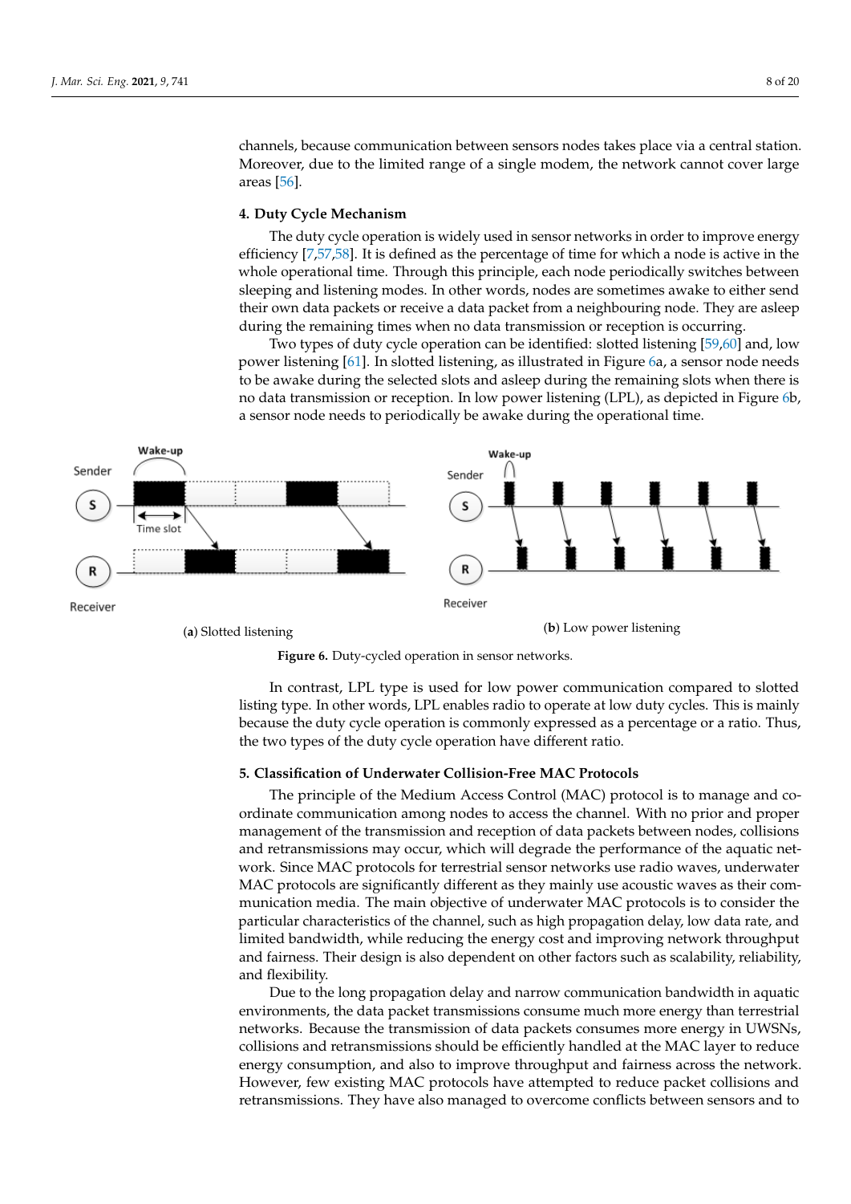channels, because communication between sensors nodes takes place via a central station. Moreover, due to the limited range of a single modem, the network cannot cover large areas [56].

## 4. Duty Cycle Mechanism

The duty cycle operation is widely used in sensor networks in order to improve energy efficiency [7,57,58]. It is defined as the percentage of time for which a node is active in the whole operational time. Through this principle, each node periodically switches between sleeping and listening modes. In other words, nodes are sometimes awake to either send their own data packets or receive a data packet from a neighbouring node. They are asleep during the remaining times when no data transmission or reception is occurring.

Two types of duty cycle operation can be identified: slotted listening [59,60] and, low power listening [61]. In slotted listening, as illustrated in Figure 6a, a sensor node needs to be awake during the selected slots and asleep during the remaining slots when there is no data transmission or reception. In low power listening (LPL), as depicted in Figure 6b, a sensor node needs to periodically be awake during the operational time.

(**a**) Slotted listening

(**b**) Low power listening

**Figure 6.** Duty-cycled operation in sensor networks.

In contrast, LPL type is used for low power communication compared to slotted listing type. In other words, LPL enables radio to operate at low duty cycles. This is mainly because the duty cycle operation is commonly expressed as a percentage or a ratio. Thus, the two types of the duty cycle operation have different ratio.

## 5. Classification of Underwater Collision-Free MAC Protocols

The principle of the Medium Access Control (MAC) protocol is to manage and coordinate communication among nodes to access the channel. With no prior and proper management of the transmission and reception of data packets between nodes, collisions and retransmissions may occur, which will degrade the performance of the aquatic network. Since MAC protocols for terrestrial sensor networks use radio waves, underwater MAC protocols are significantly different as they mainly use acoustic waves as their communication media. The main objective of underwater MAC protocols is to consider the particular characteristics of the channel, such as high propagation delay, low data rate, and limited bandwidth, while reducing the energy cost and improving network throughput and fairness. Their design is also dependent on other factors such as scalability, reliability, and flexibility.

Due to the long propagation delay and narrow communication bandwidth in aquatic environments, the data packet transmissions consume much more energy than terrestrial networks. Because the transmission of data packets consumes more energy in UWSNs, collisions and retransmissions should be efficiently handled at the MAC layer to reduce energy consumption, and also to improve throughput and fairness across the network. However, few existing MAC protocols have attempted to reduce packet collisions and retransmissions. They have also managed to overcome conflicts between sensors and to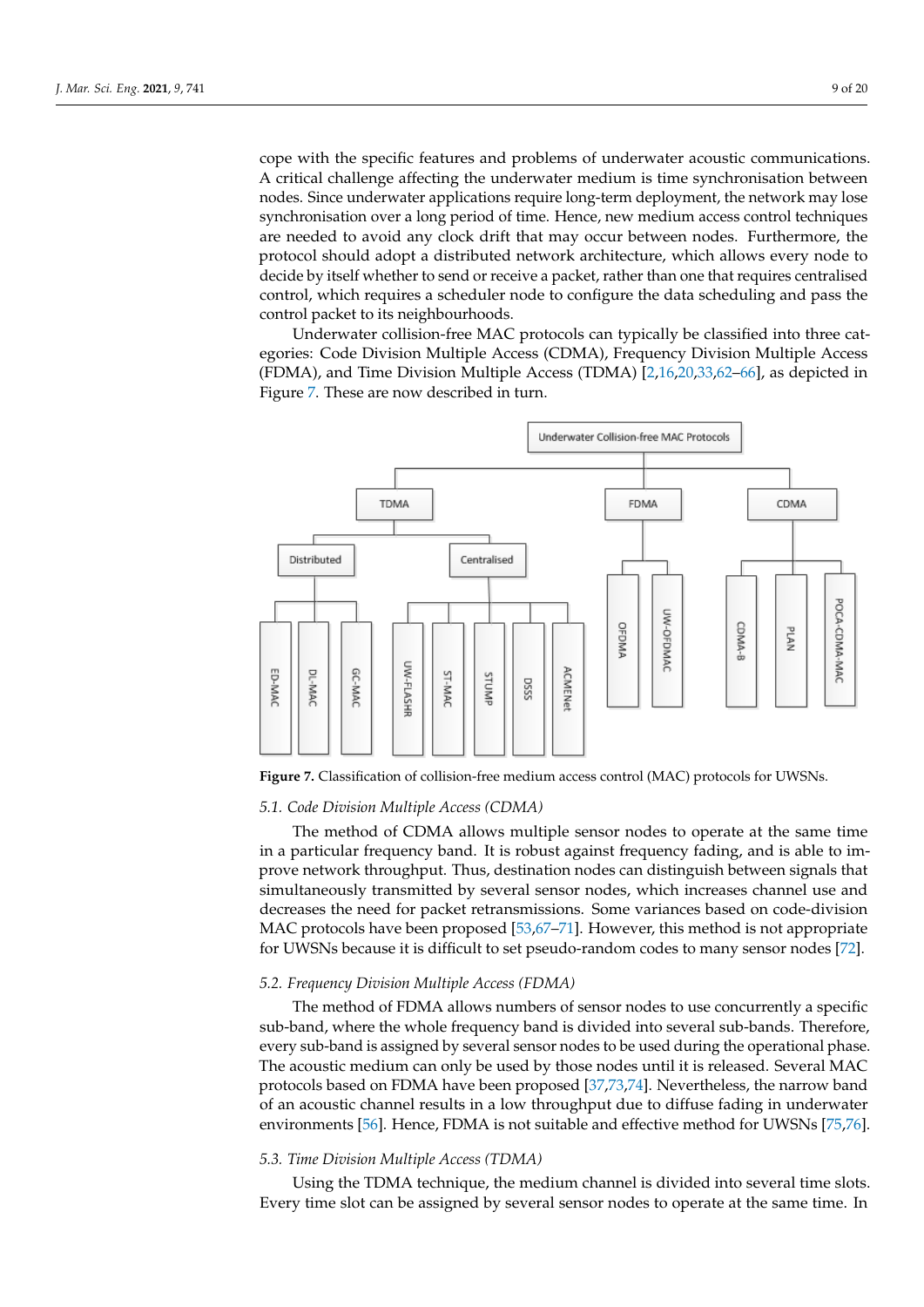cope with the specific features and problems of underwater acoustic communications. A critical challenge affecting the underwater medium is time synchronisation between nodes. Since underwater applications require long-term deployment, the network may lose synchronisation over a long period of time. Hence, new medium access control techniques are needed to avoid any clock drift that may occur between nodes. Furthermore, the protocol should adopt a distributed network architecture, which allows every node to decide by itself whether to send or receive a packet, rather than one that requires centralised control, which requires a scheduler node to configure the data scheduling and pass the control packet to its neighbourhoods.

Underwater collision-free MAC protocols can typically be classified into three categories: Code Division Multiple Access (CDMA), Frequency Division Multiple Access (FDMA), and Time Division Multiple Access (TDMA) [2,16,20,33,62–66], as depicted in Figure 7. These are now described in turn.

**Figure 7.** Classification of collision-free medium access control (MAC) protocols for UWSNs.

### 5.1. Code Division Multiple Access (CDMA)

The method of CDMA allows multiple sensor nodes to operate at the same time in a particular frequency band. It is robust against frequency fading, and is able to improve network throughput. Thus, destination nodes can distinguish between signals that simultaneously transmitted by several sensor nodes, which increases channel use and decreases the need for packet retransmissions. Some variances based on code-division MAC protocols have been proposed [53,67–71]. However, this method is not appropriate for UWSNs because it is difficult to set pseudo-random codes to many sensor nodes [72].

### 5.2. Frequency Division Multiple Access (FDMA)

The method of FDMA allows numbers of sensor nodes to use concurrently a specific sub-band, where the whole frequency band is divided into several sub-bands. Therefore, every sub-band is assigned by several sensor nodes to be used during the operational phase. The acoustic medium can only be used by those nodes until it is released. Several MAC protocols based on FDMA have been proposed [37,73,74]. Nevertheless, the narrow band of an acoustic channel results in a low throughput due to diffuse fading in underwater environments [56]. Hence, FDMA is not suitable and effective method for UWSNs [75,76].

### 5.3. Time Division Multiple Access (TDMA)

Using the TDMA technique, the medium channel is divided into several time slots. Every time slot can be assigned by several sensor nodes to operate at the same time. In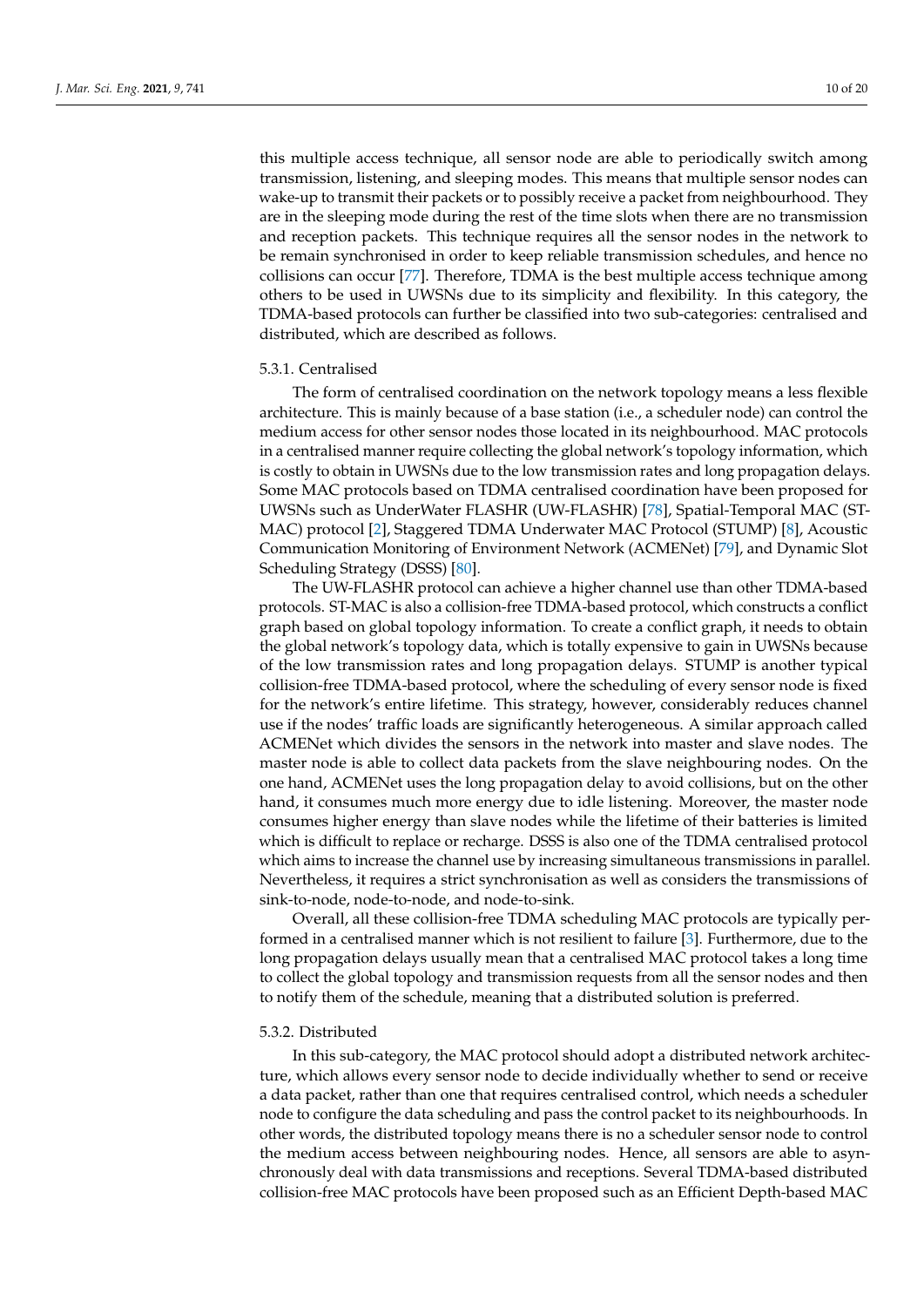this multiple access technique, all sensor node are able to periodically switch among transmission, listening, and sleeping modes. This means that multiple sensor nodes can wake-up to transmit their packets or to possibly receive a packet from neighbourhood. They are in the sleeping mode during the rest of the time slots when there are no transmission and reception packets. This technique requires all the sensor nodes in the network to be remain synchronised in order to keep reliable transmission schedules, and hence no collisions can occur [77]. Therefore, TDMA is the best multiple access technique among others to be used in UWSNs due to its simplicity and flexibility. In this category, the TDMA-based protocols can further be classified into two sub-categories: centralised and distributed, which are described as follows.

#### 5.3.1. Centralised

The form of centralised coordination on the network topology means a less flexible architecture. This is mainly because of a base station (i.e., a scheduler node) can control the medium access for other sensor nodes those located in its neighbourhood. MAC protocols in a centralised manner require collecting the global network's topology information, which is costly to obtain in UWSNs due to the low transmission rates and long propagation delays. Some MAC protocols based on TDMA centralised coordination have been proposed for UWSNs such as UnderWater FLASHR (UW-FLASHR) [78], Spatial-Temporal MAC (ST-MAC) protocol [2], Staggered TDMA Underwater MAC Protocol (STUMP) [8], Acoustic Communication Monitoring of Environment Network (ACMENet) [79], and Dynamic Slot Scheduling Strategy (DSSS) [80].

The UW-FLASHR protocol can achieve a higher channel use than other TDMA-based protocols. ST-MAC is also a collision-free TDMA-based protocol, which constructs a conflict graph based on global topology information. To create a conflict graph, it needs to obtain the global network's topology data, which is totally expensive to gain in UWSNs because of the low transmission rates and long propagation delays. STUMP is another typical collision-free TDMA-based protocol, where the scheduling of every sensor node is fixed for the network's entire lifetime. This strategy, however, considerably reduces channel use if the nodes' traffic loads are significantly heterogeneous. A similar approach called ACMENet which divides the sensors in the network into master and slave nodes. The master node is able to collect data packets from the slave neighbouring nodes. On the one hand, ACMENet uses the long propagation delay to avoid collisions, but on the other hand, it consumes much more energy due to idle listening. Moreover, the master node consumes higher energy than slave nodes while the lifetime of their batteries is limited which is difficult to replace or recharge. DSSS is also one of the TDMA centralised protocol which aims to increase the channel use by increasing simultaneous transmissions in parallel. Nevertheless, it requires a strict synchronisation as well as considers the transmissions of sink-to-node, node-to-node, and node-to-sink.

Overall, all these collision-free TDMA scheduling MAC protocols are typically performed in a centralised manner which is not resilient to failure [3]. Furthermore, due to the long propagation delays usually mean that a centralised MAC protocol takes a long time to collect the global topology and transmission requests from all the sensor nodes and then to notify them of the schedule, meaning that a distributed solution is preferred.

#### 5.3.2. Distributed

In this sub-category, the MAC protocol should adopt a distributed network architecture, which allows every sensor node to decide individually whether to send or receive a data packet, rather than one that requires centralised control, which needs a scheduler node to configure the data scheduling and pass the control packet to its neighbourhoods. In other words, the distributed topology means there is no a scheduler sensor node to control the medium access between neighbouring nodes. Hence, all sensors are able to asynchronously deal with data transmissions and receptions. Several TDMA-based distributed collision-free MAC protocols have been proposed such as an Efficient Depth-based MAC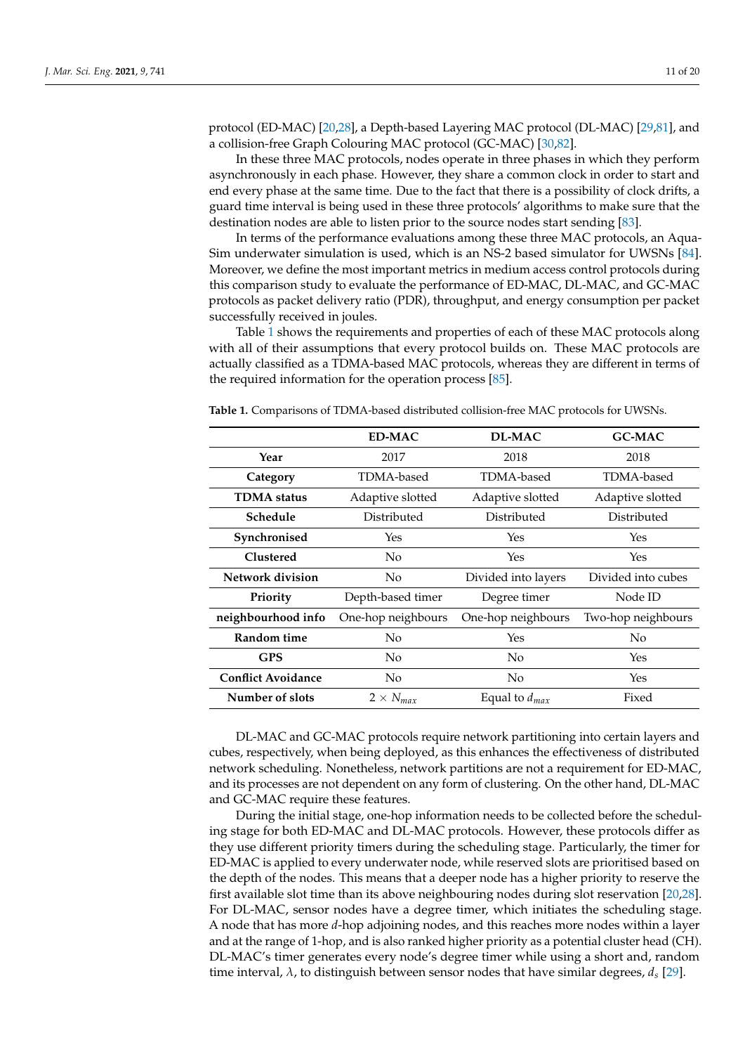protocol (ED-MAC) [20,28], a Depth-based Layering MAC protocol (DL-MAC) [29,81], and a collision-free Graph Colouring MAC protocol (GC-MAC) [30,82].

In these three MAC protocols, nodes operate in three phases in which they perform asynchronously in each phase. However, they share a common clock in order to start and end every phase at the same time. Due to the fact that there is a possibility of clock drifts, a guard time interval is being used in these three protocols' algorithms to make sure that the destination nodes are able to listen prior to the source nodes start sending [83].

In terms of the performance evaluations among these three MAC protocols, an Aqua-Sim underwater simulation is used, which is an NS-2 based simulator for UWSNs [84]. Moreover, we define the most important metrics in medium access control protocols during this comparison study to evaluate the performance of ED-MAC, DL-MAC, and GC-MAC protocols as packet delivery ratio (PDR), throughput, and energy consumption per packet successfully received in joules.

Table 1 shows the requirements and properties of each of these MAC protocols along with all of their assumptions that every protocol builds on. These MAC protocols are actually classified as a TDMA-based MAC protocols, whereas they are different in terms of the required information for the operation process [85].

**Table 1.** Comparisons of TDMA-based distributed collision-free MAC protocols for UWSNs.

| | ED-MAC | DL-MAC | GC-MAC |
|---|---|---|---|
| **Year** | 2017 | 2018 | 2018 |
| **Category** | TDMA-based | TDMA-based | TDMA-based |
| **TDMA status** | Adaptive slotted | Adaptive slotted | Adaptive slotted |
| **Schedule** | Distributed | Distributed | Distributed |
| **Synchronised** | Yes | Yes | Yes |
| **Clustered** | No | Yes | Yes |
| **Network division** | No | Divided into layers | Divided into cubes |
| **Priority** | Depth-based timer | Degree timer | Node ID |
| **neighbourhood info** | One-hop neighbours | One-hop neighbours | Two-hop neighbours |
| **Random time** | No | Yes | No |
| **GPS** | No | No | Yes |
| **Conflict Avoidance** | No | No | Yes |
| **Number of slots** | $2 \times N_{max}$ | Equal to $d_{max}$ | Fixed |

DL-MAC and GC-MAC protocols require network partitioning into certain layers and cubes, respectively, when being deployed, as this enhances the effectiveness of distributed network scheduling. Nonetheless, network partitions are not a requirement for ED-MAC, and its processes are not dependent on any form of clustering. On the other hand, DL-MAC and GC-MAC require these features.

During the initial stage, one-hop information needs to be collected before the scheduling stage for both ED-MAC and DL-MAC protocols. However, these protocols differ as they use different priority timers during the scheduling stage. Particularly, the timer for ED-MAC is applied to every underwater node, while reserved slots are prioritised based on the depth of the nodes. This means that a deeper node has a higher priority to reserve the first available slot time than its above neighbouring nodes during slot reservation [20,28]. For DL-MAC, sensor nodes have a degree timer, which initiates the scheduling stage. A node that has more $d$-hop adjoining nodes, and this reaches more nodes within a layer and at the range of 1-hop, and is also ranked higher priority as a potential cluster head (CH). DL-MAC's timer generates every node's degree timer while using a short and, random time interval, $\lambda$, to distinguish between sensor nodes that have similar degrees, $d_s$ [29].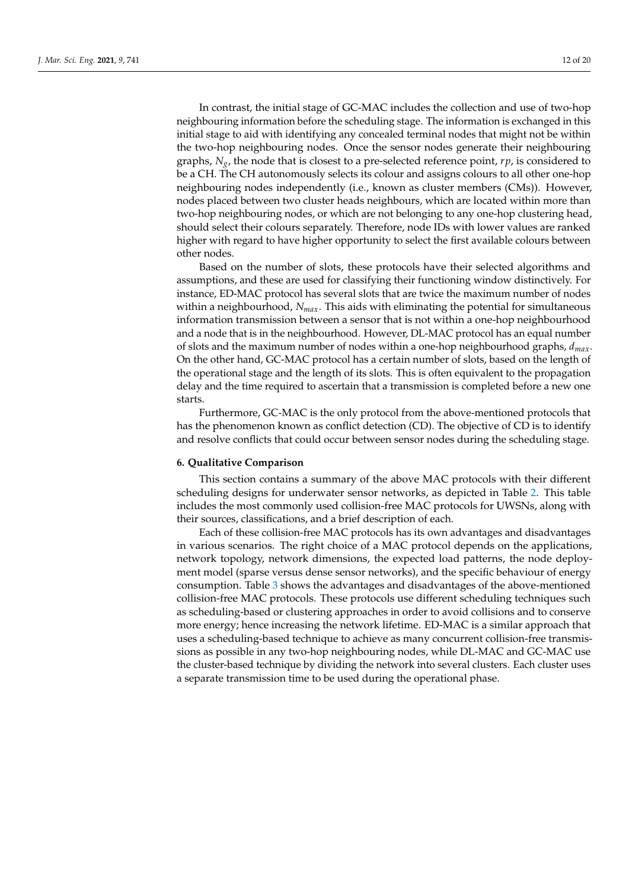In contrast, the initial stage of GC-MAC includes the collection and use of two-hop neighbouring information before the scheduling stage. The information is exchanged in this initial stage to aid with identifying any concealed terminal nodes that might not be within the two-hop neighbouring nodes. Once the sensor nodes generate their neighbouring graphs, $N_g$, the node that is closest to a pre-selected reference point, $rp$, is considered to be a CH. The CH autonomously selects its colour and assigns colours to all other one-hop neighbouring nodes independently (i.e., known as cluster members (CMs)). However, nodes placed between two cluster heads neighbours, which are located within more than two-hop neighbouring nodes, or which are not belonging to any one-hop clustering head, should select their colours separately. Therefore, node IDs with lower values are ranked higher with regard to have higher opportunity to select the first available colours between other nodes.

Based on the number of slots, these protocols have their selected algorithms and assumptions, and these are used for classifying their functioning window distinctively. For instance, ED-MAC protocol has several slots that are twice the maximum number of nodes within a neighbourhood, $N_{max}$. This aids with eliminating the potential for simultaneous information transmission between a sensor that is not within a one-hop neighbourhood and a node that is in the neighbourhood. However, DL-MAC protocol has an equal number of slots and the maximum number of nodes within a one-hop neighbourhood graphs, $d_{max}$. On the other hand, GC-MAC protocol has a certain number of slots, based on the length of the operational stage and the length of its slots. This is often equivalent to the propagation delay and the time required to ascertain that a transmission is completed before a new one starts.

Furthermore, GC-MAC is the only protocol from the above-mentioned protocols that has the phenomenon known as conflict detection (CD). The objective of CD is to identify and resolve conflicts that could occur between sensor nodes during the scheduling stage.

## 6. Qualitative Comparison

This section contains a summary of the above MAC protocols with their different scheduling designs for underwater sensor networks, as depicted in Table 2. This table includes the most commonly used collision-free MAC protocols for UWSNs, along with their sources, classifications, and a brief description of each.

Each of these collision-free MAC protocols has its own advantages and disadvantages in various scenarios. The right choice of a MAC protocol depends on the applications, network topology, network dimensions, the expected load patterns, the node deployment model (sparse versus dense sensor networks), and the specific behaviour of energy consumption. Table 3 shows the advantages and disadvantages of the above-mentioned collision-free MAC protocols. These protocols use different scheduling techniques such as scheduling-based or clustering approaches in order to avoid collisions and to conserve more energy; hence increasing the network lifetime. ED-MAC is a similar approach that uses a scheduling-based technique to achieve as many concurrent collision-free transmissions as possible in any two-hop neighbouring nodes, while DL-MAC and GC-MAC use the cluster-based technique by dividing the network into several clusters. Each cluster uses a separate transmission time to be used during the operational phase.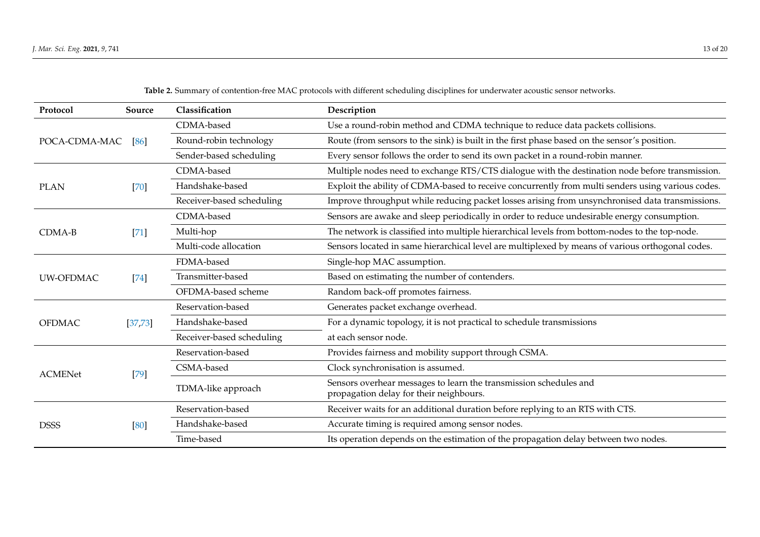**Table 2.** Summary of contention-free MAC protocols with different scheduling disciplines for underwater acoustic sensor networks.

| Protocol | Source | Classification | Description |
|---|---|---|---|
| POCA-CDMA-MAC | [86] | CDMA-based | Use a round-robin method and CDMA technique to reduce data packets collisions. |
| | | Round-robin technology | Route (from sensors to the sink) is built in the first phase based on the sensor's position. |
| | | Sender-based scheduling | Every sensor follows the order to send its own packet in a round-robin manner. |
| PLAN | [70] | CDMA-based | Multiple nodes need to exchange RTS/CTS dialogue with the destination node before transmission. |
| | | Handshake-based | Exploit the ability of CDMA-based to receive concurrently from multi senders using various codes. |
| | | Receiver-based scheduling | Improve throughput while reducing packet losses arising from unsynchronised data transmissions. |
| CDMA-B | [71] | CDMA-based | Sensors are awake and sleep periodically in order to reduce undesirable energy consumption. |
| | | Multi-hop | The network is classified into multiple hierarchical levels from bottom-nodes to the top-node. |
| | | Multi-code allocation | Sensors located in same hierarchical level are multiplexed by means of various orthogonal codes. |
| UW-OFDMAC | [74] | FDMA-based | Single-hop MAC assumption. |
| | | Transmitter-based | Based on estimating the number of contenders. |
| | | OFDMA-based scheme | Random back-off promotes fairness. |
| OFDMAC | [37,73] | Reservation-based | Generates packet exchange overhead. |
| | | Handshake-based | For a dynamic topology, it is not practical to schedule transmissions at each sensor node. |
| | | Receiver-based scheduling | |
| ACMENet | [79] | Reservation-based | Provides fairness and mobility support through CSMA. |
| | | CSMA-based | Clock synchronisation is assumed. |
| | | TDMA-like approach | Sensors overhear messages to learn the transmission schedules and propagation delay for their neighbours. |
| DSSS | [80] | Reservation-based | Receiver waits for an additional duration before replying to an RTS with CTS. |
| | | Handshake-based | Accurate timing is required among sensor nodes. |
| | | Time-based | Its operation depends on the estimation of the propagation delay between two nodes. |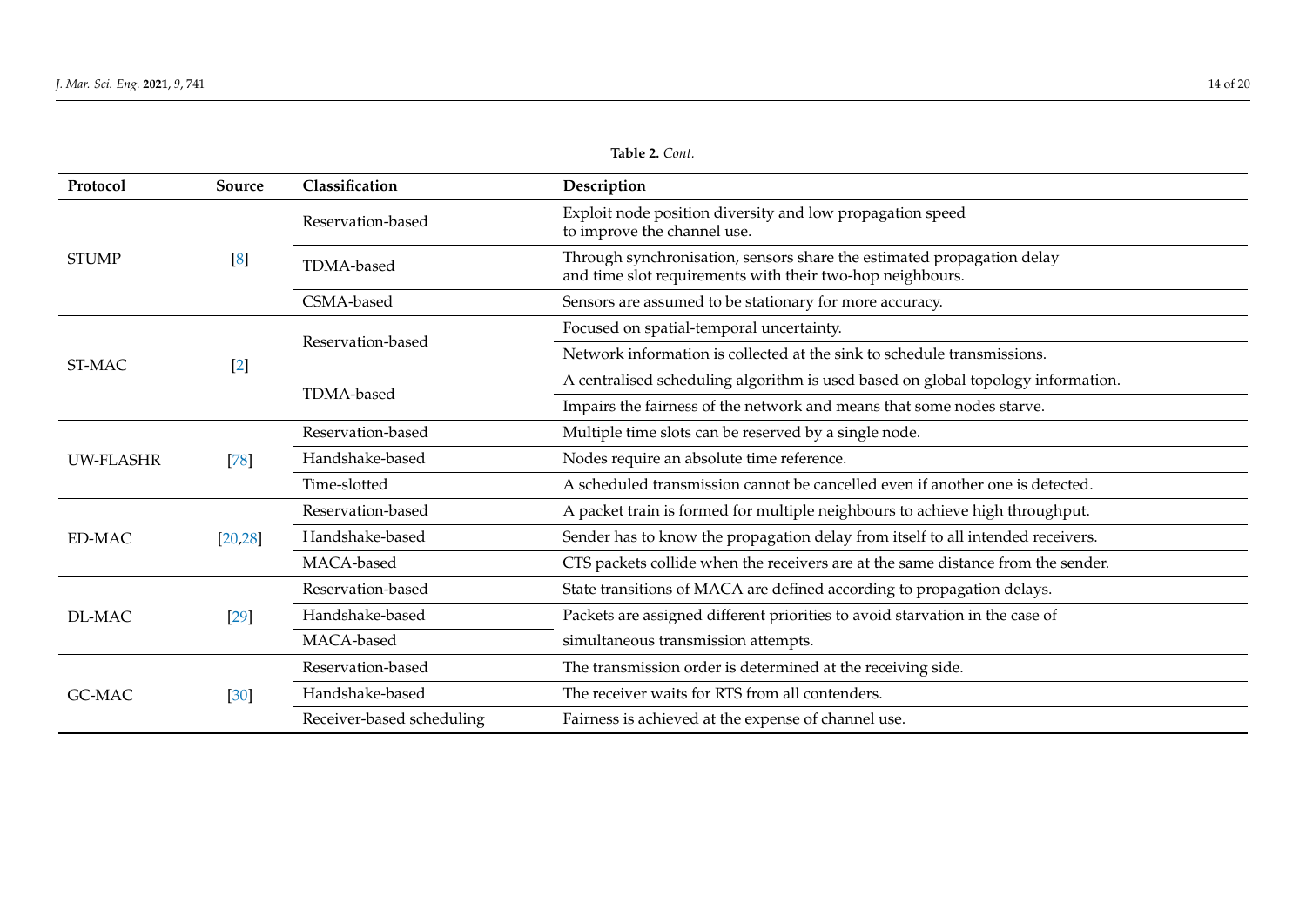**Table 2.** *Cont.*

| Protocol | Source | Classification | Description |
|---|---|---|---|
| STUMP | [8] | Reservation-based | Exploit node position diversity and low propagation speed to improve the channel use. |
| | | TDMA-based | Through synchronisation, sensors share the estimated propagation delay and time slot requirements with their two-hop neighbours. |
| | | CSMA-based | Sensors are assumed to be stationary for more accuracy. |
| ST-MAC | [2] | Reservation-based | Focused on spatial-temporal uncertainty. |
| | | | Network information is collected at the sink to schedule transmissions. |
| | | TDMA-based | A centralised scheduling algorithm is used based on global topology information. |
| | | | Impairs the fairness of the network and means that some nodes starve. |
| UW-FLASHR | [78] | Reservation-based | Multiple time slots can be reserved by a single node. |
| | | Handshake-based | Nodes require an absolute time reference. |
| | | Time-slotted | A scheduled transmission cannot be cancelled even if another one is detected. |
| ED-MAC | [20,28] | Reservation-based | A packet train is formed for multiple neighbours to achieve high throughput. |
| | | Handshake-based | Sender has to know the propagation delay from itself to all intended receivers. |
| | | MACA-based | CTS packets collide when the receivers are at the same distance from the sender. |
| DL-MAC | [29] | Reservation-based | State transitions of MACA are defined according to propagation delays. |
| | | Handshake-based | Packets are assigned different priorities to avoid starvation in the case of simultaneous transmission attempts. |
| | | MACA-based | |
| GC-MAC | [30] | Reservation-based | The transmission order is determined at the receiving side. |
| | | Handshake-based | The receiver waits for RTS from all contenders. |
| | | Receiver-based scheduling | Fairness is achieved at the expense of channel use. |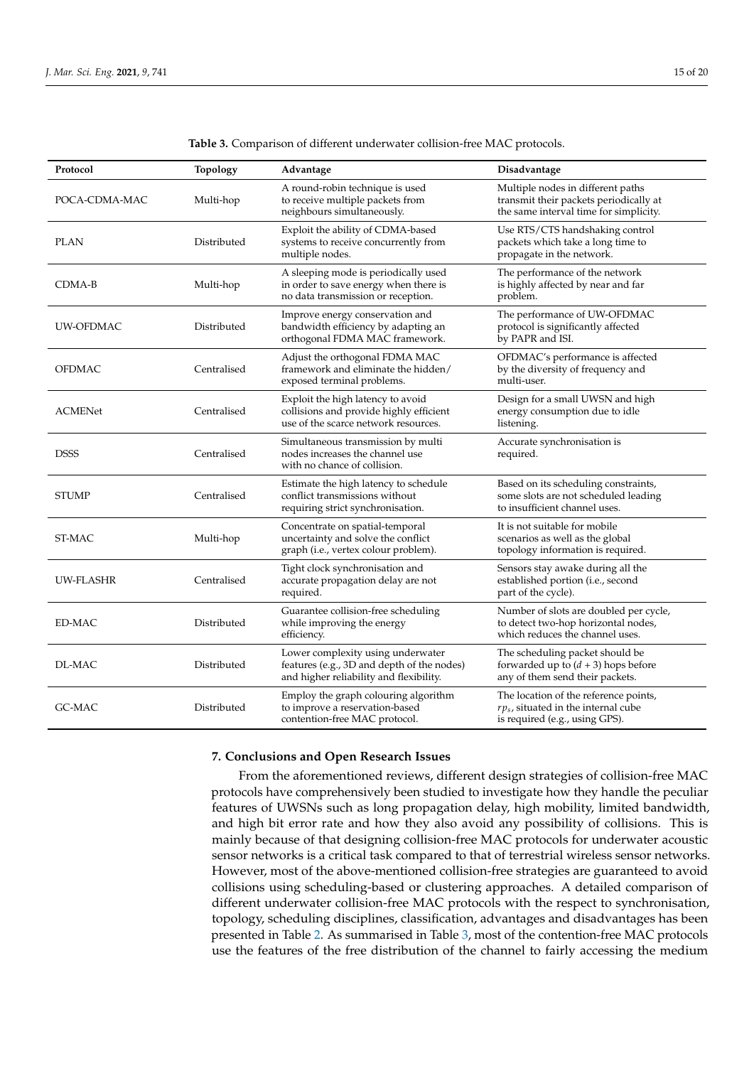**Table 3.** Comparison of different underwater collision-free MAC protocols.

| Protocol | Topology | Advantage | Disadvantage |
|---|---|---|---|
| POCA-CDMA-MAC | Multi-hop | A round-robin technique is used to receive multiple packets from neighbours simultaneously. | Multiple nodes in different paths transmit their packets periodically at the same interval time for simplicity. |
| PLAN | Distributed | Exploit the ability of CDMA-based systems to receive concurrently from multiple nodes. | Use RTS/CTS handshaking control packets which take a long time to propagate in the network. |
| CDMA-B | Multi-hop | A sleeping mode is periodically used in order to save energy when there is no data transmission or reception. | The performance of the network is highly affected by near and far problem. |
| UW-OFDMAC | Distributed | Improve energy conservation and bandwidth efficiency by adapting an orthogonal FDMA MAC framework. | The performance of UW-OFDMAC protocol is significantly affected by PAPR and ISI. |
| OFDMAC | Centralised | Adjust the orthogonal FDMA MAC framework and eliminate the hidden/exposed terminal problems. | OFDMAC's performance is affected by the diversity of frequency and multi-user. |
| ACMENet | Centralised | Exploit the high latency to avoid collisions and provide highly efficient use of the scarce network resources. | Design for a small UWSN and high energy consumption due to idle listening. |
| DSSS | Centralised | Simultaneous transmission by multi nodes increases the channel use with no chance of collision. | Accurate synchronisation is required. |
| STUMP | Centralised | Estimate the high latency to schedule conflict transmissions without requiring strict synchronisation. | Based on its scheduling constraints, some slots are not scheduled leading to insufficient channel uses. |
| ST-MAC | Multi-hop | Concentrate on spatial-temporal uncertainty and solve the conflict graph (i.e., vertex colour problem). | It is not suitable for mobile scenarios as well as the global topology information is required. |
| UW-FLASHR | Centralised | Tight clock synchronisation and accurate propagation delay are not required. | Sensors stay awake during all the established portion (i.e., second part of the cycle). |
| ED-MAC | Distributed | Guarantee collision-free scheduling while improving the energy efficiency. | Number of slots are doubled per cycle, to detect two-hop horizontal nodes, which reduces the channel uses. |
| DL-MAC | Distributed | Lower complexity using underwater features (e.g., 3D and depth of the nodes) and higher reliability and flexibility. | The scheduling packet should be forwarded up to $(d + 3)$ hops before any of them send their packets. |
| GC-MAC | Distributed | Employ the graph colouring algorithm to improve a reservation-based contention-free MAC protocol. | The location of the reference points, $rp_s$, situated in the internal cube is required (e.g., using GPS). |

## 7. Conclusions and Open Research Issues

From the aforementioned reviews, different design strategies of collision-free MAC protocols have comprehensively been studied to investigate how they handle the peculiar features of UWSNs such as long propagation delay, high mobility, limited bandwidth, and high bit error rate and how they also avoid any possibility of collisions. This is mainly because of that designing collision-free MAC protocols for underwater acoustic sensor networks is a critical task compared to that of terrestrial wireless sensor networks. However, most of the above-mentioned collision-free strategies are guaranteed to avoid collisions using scheduling-based or clustering approaches. A detailed comparison of different underwater collision-free MAC protocols with the respect to synchronisation, topology, scheduling disciplines, classification, advantages and disadvantages has been presented in Table 2. As summarised in Table 3, most of the contention-free MAC protocols use the features of the free distribution of the channel to fairly accessing the medium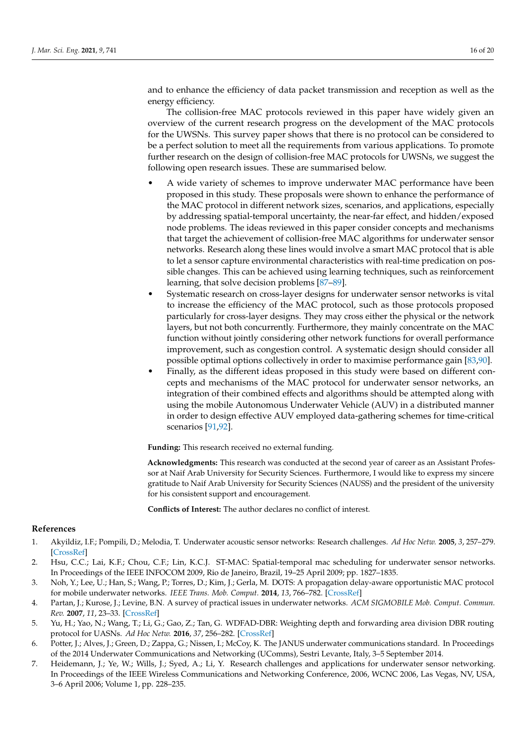and to enhance the efficiency of data packet transmission and reception as well as the energy efficiency.

The collision-free MAC protocols reviewed in this paper have widely given an overview of the current research progress on the development of the MAC protocols for the UWSNs. This survey paper shows that there is no protocol can be considered to be a perfect solution to meet all the requirements from various applications. To promote further research on the design of collision-free MAC protocols for UWSNs, we suggest the following open research issues. These are summarised below.

- A wide variety of schemes to improve underwater MAC performance have been proposed in this study. These proposals were shown to enhance the performance of the MAC protocol in different network sizes, scenarios, and applications, especially by addressing spatial-temporal uncertainty, the near-far effect, and hidden/exposed node problems. The ideas reviewed in this paper consider concepts and mechanisms that target the achievement of collision-free MAC algorithms for underwater sensor networks. Research along these lines would involve a smart MAC protocol that is able to let a sensor capture environmental characteristics with real-time predication on possible changes. This can be achieved using learning techniques, such as reinforcement learning, that solve decision problems [87–89].
- Systematic research on cross-layer designs for underwater sensor networks is vital to increase the efficiency of the MAC protocol, such as those protocols proposed particularly for cross-layer designs. They may cross either the physical or the network layers, but not both concurrently. Furthermore, they mainly concentrate on the MAC function without jointly considering other network functions for overall performance improvement, such as congestion control. A systematic design should consider all possible optimal options collectively in order to maximise performance gain [83,90].
- Finally, as the different ideas proposed in this study were based on different concepts and mechanisms of the MAC protocol for underwater sensor networks, an integration of their combined effects and algorithms should be attempted along with using the mobile Autonomous Underwater Vehicle (AUV) in a distributed manner in order to design effective AUV employed data-gathering schemes for time-critical scenarios [91,92].

**Funding:** This research received no external funding.

**Acknowledgments:** This research was conducted at the second year of career as an Assistant Professor at Naif Arab University for Security Sciences. Furthermore, I would like to express my sincere gratitude to Naif Arab University for Security Sciences (NAUSS) and the president of the university for his consistent support and encouragement.

**Conflicts of Interest:** The author declares no conflict of interest.

## References

1. Akyildiz, I.F.; Pompili, D.; Melodia, T. Underwater acoustic sensor networks: Research challenges. *Ad Hoc Netw.* **2005**, *3*, 257–279. [CrossRef]
2. Hsu, C.C.; Lai, K.F.; Chou, C.F.; Lin, K.C.J. ST-MAC: Spatial-temporal mac scheduling for underwater sensor networks. In Proceedings of the IEEE INFOCOM 2009, Rio de Janeiro, Brazil, 19–25 April 2009; pp. 1827–1835.
3. Noh, Y.; Lee, U.; Han, S.; Wang, P.; Torres, D.; Kim, J.; Gerla, M. DOTS: A propagation delay-aware opportunistic MAC protocol for mobile underwater networks. *IEEE Trans. Mob. Comput.* **2014**, *13*, 766–782. [CrossRef]
4. Partan, J.; Kurose, J.; Levine, B.N. A survey of practical issues in underwater networks. *ACM SIGMOBILE Mob. Comput. Commun. Rev.* **2007**, *11*, 23–33. [CrossRef]
5. Yu, H.; Yao, N.; Wang, T.; Li, G.; Gao, Z.; Tan, G. WDFAD-DBR: Weighting depth and forwarding area division DBR routing protocol for UASNs. *Ad Hoc Netw.* **2016**, *37*, 256–282. [CrossRef]
6. Potter, J.; Alves, J.; Green, D.; Zappa, G.; Nissen, I.; McCoy, K. The JANUS underwater communications standard. In Proceedings of the 2014 Underwater Communications and Networking (UComms), Sestri Levante, Italy, 3–5 September 2014.
7. Heidemann, J.; Ye, W.; Wills, J.; Syed, A.; Li, Y. Research challenges and applications for underwater sensor networking. In Proceedings of the IEEE Wireless Communications and Networking Conference, 2006, WCNC 2006, Las Vegas, NV, USA, 3–6 April 2006; Volume 1, pp. 228–235.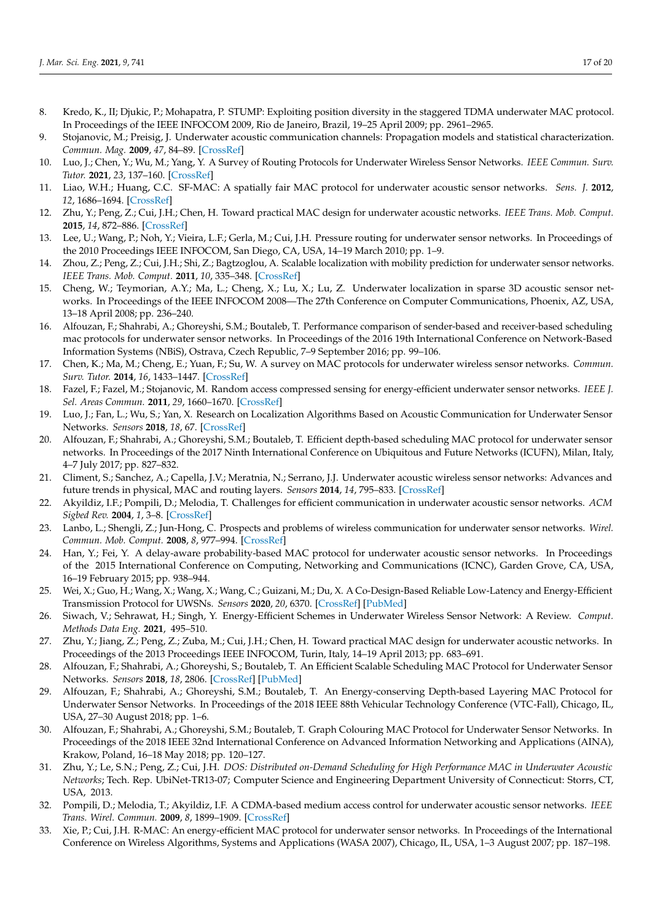8. Kredo, K., II; Djukic, P.; Mohapatra, P. STUMP: Exploiting position diversity in the staggered TDMA underwater MAC protocol. In Proceedings of the IEEE INFOCOM 2009, Rio de Janeiro, Brazil, 19–25 April 2009; pp. 2961–2965.
9. Stojanovic, M.; Preisig, J. Underwater acoustic communication channels: Propagation models and statistical characterization. *Commun. Mag.* **2009**, *47*, 84–89. [CrossRef]
10. Luo, J.; Chen, Y.; Wu, M.; Yang, Y. A Survey of Routing Protocols for Underwater Wireless Sensor Networks. *IEEE Commun. Surv. Tutor.* **2021**, *23*, 137–160. [CrossRef]
11. Liao, W.H.; Huang, C.C. SF-MAC: A spatially fair MAC protocol for underwater acoustic sensor networks. *Sens. J.* **2012**, *12*, 1686–1694. [CrossRef]
12. Zhu, Y.; Peng, Z.; Cui, J.H.; Chen, H. Toward practical MAC design for underwater acoustic networks. *IEEE Trans. Mob. Comput.* **2015**, *14*, 872–886. [CrossRef]
13. Lee, U.; Wang, P.; Noh, Y.; Vieira, L.F.; Gerla, M.; Cui, J.H. Pressure routing for underwater sensor networks. In Proceedings of the 2010 Proceedings IEEE INFOCOM, San Diego, CA, USA, 14–19 March 2010; pp. 1–9.
14. Zhou, Z.; Peng, Z.; Cui, J.H.; Shi, Z.; Bagtzoglou, A. Scalable localization with mobility prediction for underwater sensor networks. *IEEE Trans. Mob. Comput.* **2011**, *10*, 335–348. [CrossRef]
15. Cheng, W.; Teymorian, A.Y.; Ma, L.; Cheng, X.; Lu, X.; Lu, Z. Underwater localization in sparse 3D acoustic sensor networks. In Proceedings of the IEEE INFOCOM 2008—The 27th Conference on Computer Communications, Phoenix, AZ, USA, 13–18 April 2008; pp. 236–240.
16. Alfouzan, F.; Shahrabi, A.; Ghoreyshi, S.M.; Boutaleb, T. Performance comparison of sender-based and receiver-based scheduling mac protocols for underwater sensor networks. In Proceedings of the 2016 19th International Conference on Network-Based Information Systems (NBiS), Ostrava, Czech Republic, 7–9 September 2016; pp. 99–106.
17. Chen, K.; Ma, M.; Cheng, E.; Yuan, F.; Su, W. A survey on MAC protocols for underwater wireless sensor networks. *Commun. Surv. Tutor.* **2014**, *16*, 1433–1447. [CrossRef]
18. Fazel, F.; Fazel, M.; Stojanovic, M. Random access compressed sensing for energy-efficient underwater sensor networks. *IEEE J. Sel. Areas Commun.* **2011**, *29*, 1660–1670. [CrossRef]
19. Luo, J.; Fan, L.; Wu, S.; Yan, X. Research on Localization Algorithms Based on Acoustic Communication for Underwater Sensor Networks. *Sensors* **2018**, *18*, 67. [CrossRef]
20. Alfouzan, F.; Shahrabi, A.; Ghoreyshi, S.M.; Boutaleb, T. Efficient depth-based scheduling MAC protocol for underwater sensor networks. In Proceedings of the 2017 Ninth International Conference on Ubiquitous and Future Networks (ICUFN), Milan, Italy, 4–7 July 2017; pp. 827–832.
21. Climent, S.; Sanchez, A.; Capella, J.V.; Meratnia, N.; Serrano, J.J. Underwater acoustic wireless sensor networks: Advances and future trends in physical, MAC and routing layers. *Sensors* **2014**, *14*, 795–833. [CrossRef]
22. Akyildiz, I.F.; Pompili, D.; Melodia, T. Challenges for efficient communication in underwater acoustic sensor networks. *ACM Sigbed Rev.* **2004**, *1*, 3–8. [CrossRef]
23. Lanbo, L.; Shengli, Z.; Jun-Hong, C. Prospects and problems of wireless communication for underwater sensor networks. *Wirel. Commun. Mob. Comput.* **2008**, *8*, 977–994. [CrossRef]
24. Han, Y.; Fei, Y. A delay-aware probability-based MAC protocol for underwater acoustic sensor networks. In Proceedings of the 2015 International Conference on Computing, Networking and Communications (ICNC), Garden Grove, CA, USA, 16–19 February 2015; pp. 938–944.
25. Wei, X.; Guo, H.; Wang, X.; Wang, X.; Wang, C.; Guizani, M.; Du, X. A Co-Design-Based Reliable Low-Latency and Energy-Efficient Transmission Protocol for UWSNs. *Sensors* **2020**, *20*, 6370. [CrossRef] [PubMed]
26. Siwach, V.; Sehrawat, H.; Singh, Y. Energy-Efficient Schemes in Underwater Wireless Sensor Network: A Review. *Comput. Methods Data Eng.* **2021**, 495–510.
27. Zhu, Y.; Jiang, Z.; Peng, Z.; Zuba, M.; Cui, J.H.; Chen, H. Toward practical MAC design for underwater acoustic networks. In Proceedings of the 2013 Proceedings IEEE INFOCOM, Turin, Italy, 14–19 April 2013; pp. 683–691.
28. Alfouzan, F.; Shahrabi, A.; Ghoreyshi, S.; Boutaleb, T. An Efficient Scalable Scheduling MAC Protocol for Underwater Sensor Networks. *Sensors* **2018**, *18*, 2806. [CrossRef] [PubMed]
29. Alfouzan, F.; Shahrabi, A.; Ghoreyshi, S.M.; Boutaleb, T. An Energy-conserving Depth-based Layering MAC Protocol for Underwater Sensor Networks. In Proceedings of the 2018 IEEE 88th Vehicular Technology Conference (VTC-Fall), Chicago, IL, USA, 27–30 August 2018; pp. 1–6.
30. Alfouzan, F.; Shahrabi, A.; Ghoreyshi, S.M.; Boutaleb, T. Graph Colouring MAC Protocol for Underwater Sensor Networks. In Proceedings of the 2018 IEEE 32nd International Conference on Advanced Information Networking and Applications (AINA), Krakow, Poland, 16–18 May 2018; pp. 120–127.
31. Zhu, Y.; Le, S.N.; Peng, Z.; Cui, J.H. *DOS: Distributed on-Demand Scheduling for High Performance MAC in Underwater Acoustic Networks*; Tech. Rep. UbiNet-TR13-07; Computer Science and Engineering Department University of Connecticut: Storrs, CT, USA, 2013.
32. Pompili, D.; Melodia, T.; Akyildiz, I.F. A CDMA-based medium access control for underwater acoustic sensor networks. *IEEE Trans. Wirel. Commun.* **2009**, *8*, 1899–1909. [CrossRef]
33. Xie, P.; Cui, J.H. R-MAC: An energy-efficient MAC protocol for underwater sensor networks. In Proceedings of the International Conference on Wireless Algorithms, Systems and Applications (WASA 2007), Chicago, IL, USA, 1–3 August 2007; pp. 187–198.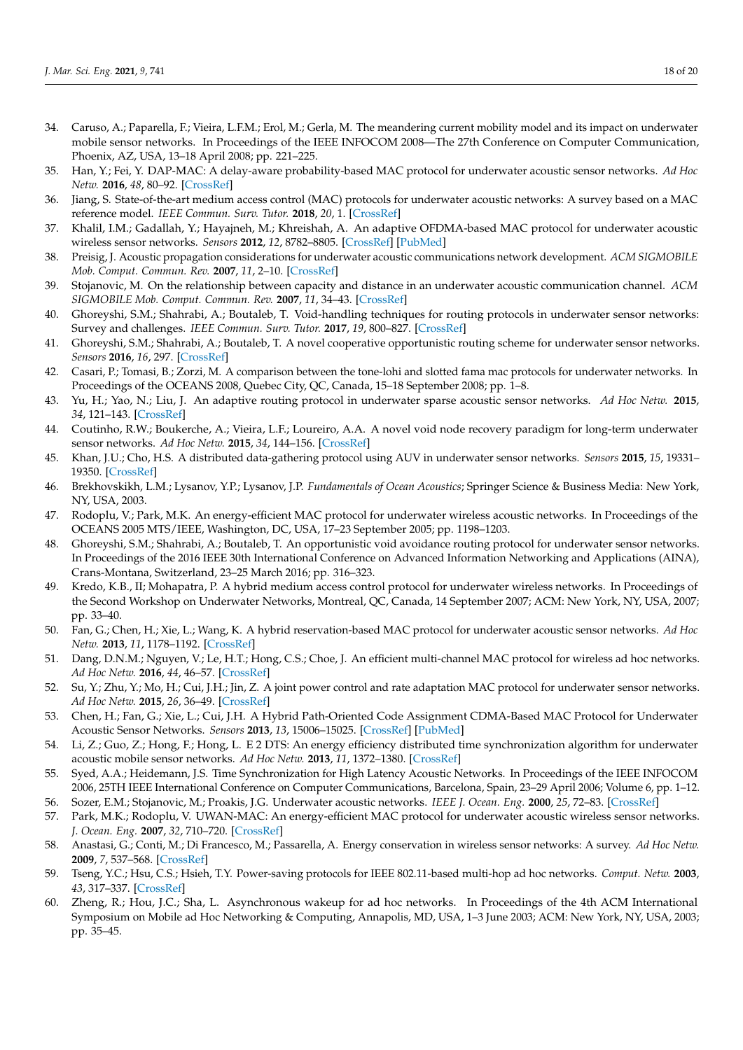34. Caruso, A.; Paparella, F.; Vieira, L.F.M.; Erol, M.; Gerla, M. The meandering current mobility model and its impact on underwater mobile sensor networks. In Proceedings of the IEEE INFOCOM 2008—The 27th Conference on Computer Communication, Phoenix, AZ, USA, 13–18 April 2008; pp. 221–225.
35. Han, Y.; Fei, Y. DAP-MAC: A delay-aware probability-based MAC protocol for underwater acoustic sensor networks. *Ad Hoc Netw.* **2016**, *48*, 80–92. [CrossRef]
36. Jiang, S. State-of-the-art medium access control (MAC) protocols for underwater acoustic networks: A survey based on a MAC reference model. *IEEE Commun. Surv. Tutor.* **2018**, *20*, 1. [CrossRef]
37. Khalil, I.M.; Gadallah, Y.; Hayajneh, M.; Khreishah, A. An adaptive OFDMA-based MAC protocol for underwater acoustic wireless sensor networks. *Sensors* **2012**, *12*, 8782–8805. [CrossRef] [PubMed]
38. Preisig, J. Acoustic propagation considerations for underwater acoustic communications network development. *ACM SIGMOBILE Mob. Comput. Commun. Rev.* **2007**, *11*, 2–10. [CrossRef]
39. Stojanovic, M. On the relationship between capacity and distance in an underwater acoustic communication channel. *ACM SIGMOBILE Mob. Comput. Commun. Rev.* **2007**, *11*, 34–43. [CrossRef]
40. Ghoreyshi, S.M.; Shahrabi, A.; Boutaleb, T. Void-handling techniques for routing protocols in underwater sensor networks: Survey and challenges. *IEEE Commun. Surv. Tutor.* **2017**, *19*, 800–827. [CrossRef]
41. Ghoreyshi, S.M.; Shahrabi, A.; Boutaleb, T. A novel cooperative opportunistic routing scheme for underwater sensor networks. *Sensors* **2016**, *16*, 297. [CrossRef]
42. Casari, P.; Tomasi, B.; Zorzi, M. A comparison between the tone-lohi and slotted fama mac protocols for underwater networks. In Proceedings of the OCEANS 2008, Quebec City, QC, Canada, 15–18 September 2008; pp. 1–8.
43. Yu, H.; Yao, N.; Liu, J. An adaptive routing protocol in underwater sparse acoustic sensor networks. *Ad Hoc Netw.* **2015**, *34*, 121–143. [CrossRef]
44. Coutinho, R.W.; Boukerche, A.; Vieira, L.F.; Loureiro, A.A. A novel void node recovery paradigm for long-term underwater sensor networks. *Ad Hoc Netw.* **2015**, *34*, 144–156. [CrossRef]
45. Khan, J.U.; Cho, H.S. A distributed data-gathering protocol using AUV in underwater sensor networks. *Sensors* **2015**, *15*, 19331–19350. [CrossRef]
46. Brekhovskikh, L.M.; Lysanov, Y.P.; Lysanov, J.P. *Fundamentals of Ocean Acoustics*; Springer Science & Business Media: New York, NY, USA, 2003.
47. Rodoplu, V.; Park, M.K. An energy-efficient MAC protocol for underwater wireless acoustic networks. In Proceedings of the OCEANS 2005 MTS/IEEE, Washington, DC, USA, 17–23 September 2005; pp. 1198–1203.
48. Ghoreyshi, S.M.; Shahrabi, A.; Boutaleb, T. An opportunistic void avoidance routing protocol for underwater sensor networks. In Proceedings of the 2016 IEEE 30th International Conference on Advanced Information Networking and Applications (AINA), Crans-Montana, Switzerland, 23–25 March 2016; pp. 316–323.
49. Kredo, K.B., II; Mohapatra, P. A hybrid medium access control protocol for underwater wireless networks. In Proceedings of the Second Workshop on Underwater Networks, Montreal, QC, Canada, 14 September 2007; ACM: New York, NY, USA, 2007; pp. 33–40.
50. Fan, G.; Chen, H.; Xie, L.; Wang, K. A hybrid reservation-based MAC protocol for underwater acoustic sensor networks. *Ad Hoc Netw.* **2013**, *11*, 1178–1192. [CrossRef]
51. Dang, D.N.M.; Nguyen, V.; Le, H.T.; Hong, C.S.; Choe, J. An efficient multi-channel MAC protocol for wireless ad hoc networks. *Ad Hoc Netw.* **2016**, *44*, 46–57. [CrossRef]
52. Su, Y.; Zhu, Y.; Mo, H.; Cui, J.H.; Jin, Z. A joint power control and rate adaptation MAC protocol for underwater sensor networks. *Ad Hoc Netw.* **2015**, *26*, 36–49. [CrossRef]
53. Chen, H.; Fan, G.; Xie, L.; Cui, J.H. A Hybrid Path-Oriented Code Assignment CDMA-Based MAC Protocol for Underwater Acoustic Sensor Networks. *Sensors* **2013**, *13*, 15006–15025. [CrossRef] [PubMed]
54. Li, Z.; Guo, Z.; Hong, F.; Hong, L. E 2 DTS: An energy efficiency distributed time synchronization algorithm for underwater acoustic mobile sensor networks. *Ad Hoc Netw.* **2013**, *11*, 1372–1380. [CrossRef]
55. Syed, A.A.; Heidemann, J.S. Time Synchronization for High Latency Acoustic Networks. In Proceedings of the IEEE INFOCOM 2006, 25TH IEEE International Conference on Computer Communications, Barcelona, Spain, 23–29 April 2006; Volume 6, pp. 1–12.
56. Sozer, E.M.; Stojanovic, M.; Proakis, J.G. Underwater acoustic networks. *IEEE J. Ocean. Eng.* **2000**, *25*, 72–83. [CrossRef]
57. Park, M.K.; Rodoplu, V. UWAN-MAC: An energy-efficient MAC protocol for underwater acoustic wireless sensor networks. *J. Ocean. Eng.* **2007**, *32*, 710–720. [CrossRef]
58. Anastasi, G.; Conti, M.; Di Francesco, M.; Passarella, A. Energy conservation in wireless sensor networks: A survey. *Ad Hoc Netw.* **2009**, *7*, 537–568. [CrossRef]
59. Tseng, Y.C.; Hsu, C.S.; Hsieh, T.Y. Power-saving protocols for IEEE 802.11-based multi-hop ad hoc networks. *Comput. Netw.* **2003**, *43*, 317–337. [CrossRef]
60. Zheng, R.; Hou, J.C.; Sha, L. Asynchronous wakeup for ad hoc networks. In Proceedings of the 4th ACM International Symposium on Mobile ad Hoc Networking & Computing, Annapolis, MD, USA, 1–3 June 2003; ACM: New York, NY, USA, 2003; pp. 35–45.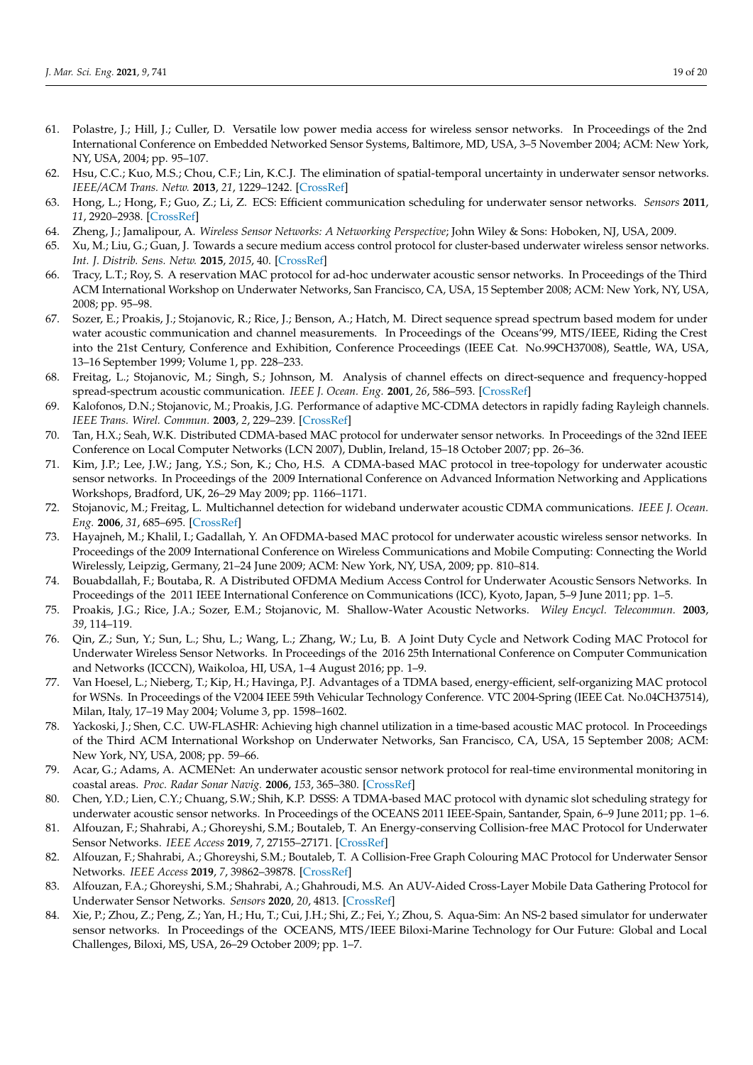61. Polastre, J.; Hill, J.; Culler, D. Versatile low power media access for wireless sensor networks. In Proceedings of the 2nd International Conference on Embedded Networked Sensor Systems, Baltimore, MD, USA, 3–5 November 2004; ACM: New York, NY, USA, 2004; pp. 95–107.
62. Hsu, C.C.; Kuo, M.S.; Chou, C.F.; Lin, K.C.J. The elimination of spatial-temporal uncertainty in underwater sensor networks. *IEEE/ACM Trans. Netw.* **2013**, *21*, 1229–1242. [CrossRef]
63. Hong, L.; Hong, F.; Guo, Z.; Li, Z. ECS: Efficient communication scheduling for underwater sensor networks. *Sensors* **2011**, *11*, 2920–2938. [CrossRef]
64. Zheng, J.; Jamalipour, A. *Wireless Sensor Networks: A Networking Perspective*; John Wiley & Sons: Hoboken, NJ, USA, 2009.
65. Xu, M.; Liu, G.; Guan, J. Towards a secure medium access control protocol for cluster-based underwater wireless sensor networks. *Int. J. Distrib. Sens. Netw.* **2015**, *2015*, 40. [CrossRef]
66. Tracy, L.T.; Roy, S. A reservation MAC protocol for ad-hoc underwater acoustic sensor networks. In Proceedings of the Third ACM International Workshop on Underwater Networks, San Francisco, CA, USA, 15 September 2008; ACM: New York, NY, USA, 2008; pp. 95–98.
67. Sozer, E.; Proakis, J.; Stojanovic, R.; Rice, J.; Benson, A.; Hatch, M. Direct sequence spread spectrum based modem for under water acoustic communication and channel measurements. In Proceedings of the Oceans'99, MTS/IEEE, Riding the Crest into the 21st Century, Conference and Exhibition, Conference Proceedings (IEEE Cat. No.99CH37008), Seattle, WA, USA, 13–16 September 1999; Volume 1, pp. 228–233.
68. Freitag, L.; Stojanovic, M.; Singh, S.; Johnson, M. Analysis of channel effects on direct-sequence and frequency-hopped spread-spectrum acoustic communication. *IEEE J. Ocean. Eng.* **2001**, *26*, 586–593. [CrossRef]
69. Kalofonos, D.N.; Stojanovic, M.; Proakis, J.G. Performance of adaptive MC-CDMA detectors in rapidly fading Rayleigh channels. *IEEE Trans. Wirel. Commun.* **2003**, *2*, 229–239. [CrossRef]
70. Tan, H.X.; Seah, W.K. Distributed CDMA-based MAC protocol for underwater sensor networks. In Proceedings of the 32nd IEEE Conference on Local Computer Networks (LCN 2007), Dublin, Ireland, 15–18 October 2007; pp. 26–36.
71. Kim, J.P.; Lee, J.W.; Jang, Y.S.; Son, K.; Cho, H.S. A CDMA-based MAC protocol in tree-topology for underwater acoustic sensor networks. In Proceedings of the 2009 International Conference on Advanced Information Networking and Applications Workshops, Bradford, UK, 26–29 May 2009; pp. 1166–1171.
72. Stojanovic, M.; Freitag, L. Multichannel detection for wideband underwater acoustic CDMA communications. *IEEE J. Ocean. Eng.* **2006**, *31*, 685–695. [CrossRef]
73. Hayajneh, M.; Khalil, I.; Gadallah, Y. An OFDMA-based MAC protocol for underwater acoustic wireless sensor networks. In Proceedings of the 2009 International Conference on Wireless Communications and Mobile Computing: Connecting the World Wirelessly, Leipzig, Germany, 21–24 June 2009; ACM: New York, NY, USA, 2009; pp. 810–814.
74. Bouabdallah, F.; Boutaba, R. A Distributed OFDMA Medium Access Control for Underwater Acoustic Sensors Networks. In Proceedings of the 2011 IEEE International Conference on Communications (ICC), Kyoto, Japan, 5–9 June 2011; pp. 1–5.
75. Proakis, J.G.; Rice, J.A.; Sozer, E.M.; Stojanovic, M. Shallow-Water Acoustic Networks. *Wiley Encycl. Telecommun.* **2003**, *39*, 114–119.
76. Qin, Z.; Sun, Y.; Sun, L.; Shu, L.; Wang, L.; Zhang, W.; Lu, B. A Joint Duty Cycle and Network Coding MAC Protocol for Underwater Wireless Sensor Networks. In Proceedings of the 2016 25th International Conference on Computer Communication and Networks (ICCCN), Waikoloa, HI, USA, 1–4 August 2016; pp. 1–9.
77. Van Hoesel, L.; Nieberg, T.; Kip, H.; Havinga, P.J. Advantages of a TDMA based, energy-efficient, self-organizing MAC protocol for WSNs. In Proceedings of the V2004 IEEE 59th Vehicular Technology Conference. VTC 2004-Spring (IEEE Cat. No.04CH37514), Milan, Italy, 17–19 May 2004; Volume 3, pp. 1598–1602.
78. Yackoski, J.; Shen, C.C. UW-FLASHR: Achieving high channel utilization in a time-based acoustic MAC protocol. In Proceedings of the Third ACM International Workshop on Underwater Networks, San Francisco, CA, USA, 15 September 2008; ACM: New York, NY, USA, 2008; pp. 59–66.
79. Acar, G.; Adams, A. ACMENet: An underwater acoustic sensor network protocol for real-time environmental monitoring in coastal areas. *Proc. Radar Sonar Navig.* **2006**, *153*, 365–380. [CrossRef]
80. Chen, Y.D.; Lien, C.Y.; Chuang, S.W.; Shih, K.P. DSSS: A TDMA-based MAC protocol with dynamic slot scheduling strategy for underwater acoustic sensor networks. In Proceedings of the OCEANS 2011 IEEE-Spain, Santander, Spain, 6–9 June 2011; pp. 1–6.
81. Alfouzan, F.; Shahrabi, A.; Ghoreyshi, S.M.; Boutaleb, T. An Energy-conserving Collision-free MAC Protocol for Underwater Sensor Networks. *IEEE Access* **2019**, *7*, 27155–27171. [CrossRef]
82. Alfouzan, F.; Shahrabi, A.; Ghoreyshi, S.M.; Boutaleb, T. A Collision-Free Graph Colouring MAC Protocol for Underwater Sensor Networks. *IEEE Access* **2019**, *7*, 39862–39878. [CrossRef]
83. Alfouzan, F.A.; Ghoreyshi, S.M.; Shahrabi, A.; Ghahroudi, M.S. An AUV-Aided Cross-Layer Mobile Data Gathering Protocol for Underwater Sensor Networks. *Sensors* **2020**, *20*, 4813. [CrossRef]
84. Xie, P.; Zhou, Z.; Peng, Z.; Yan, H.; Hu, T.; Cui, J.H.; Shi, Z.; Fei, Y.; Zhou, S. Aqua-Sim: An NS-2 based simulator for underwater sensor networks. In Proceedings of the OCEANS, MTS/IEEE Biloxi-Marine Technology for Our Future: Global and Local Challenges, Biloxi, MS, USA, 26–29 October 2009; pp. 1–7.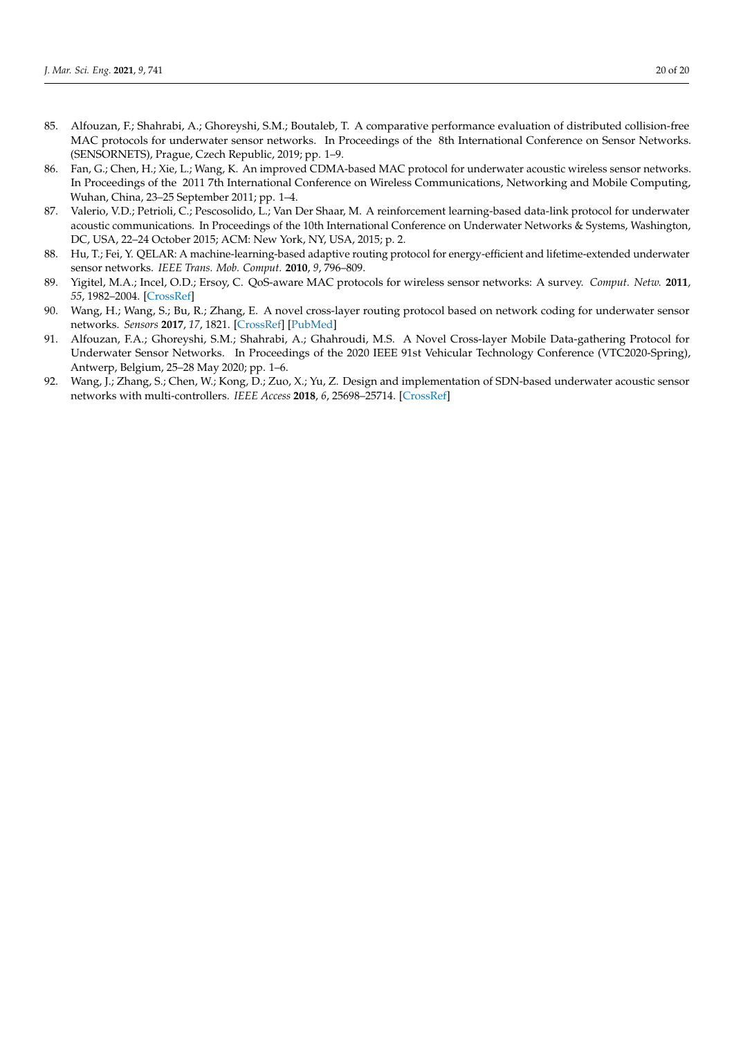85. Alfouzan, F.; Shahrabi, A.; Ghoreyshi, S.M.; Boutaleb, T. A comparative performance evaluation of distributed collision-free MAC protocols for underwater sensor networks. In Proceedings of the 8th International Conference on Sensor Networks. (SENSORNETS), Prague, Czech Republic, 2019; pp. 1–9.
86. Fan, G.; Chen, H.; Xie, L.; Wang, K. An improved CDMA-based MAC protocol for underwater acoustic wireless sensor networks. In Proceedings of the 2011 7th International Conference on Wireless Communications, Networking and Mobile Computing, Wuhan, China, 23–25 September 2011; pp. 1–4.
87. Valerio, V.D.; Petrioli, C.; Pescosolido, L.; Van Der Shaar, M. A reinforcement learning-based data-link protocol for underwater acoustic communications. In Proceedings of the 10th International Conference on Underwater Networks & Systems, Washington, DC, USA, 22–24 October 2015; ACM: New York, NY, USA, 2015; p. 2.
88. Hu, T.; Fei, Y. QELAR: A machine-learning-based adaptive routing protocol for energy-efficient and lifetime-extended underwater sensor networks. *IEEE Trans. Mob. Comput.* **2010**, *9*, 796–809.
89. Yigitel, M.A.; Incel, O.D.; Ersoy, C. QoS-aware MAC protocols for wireless sensor networks: A survey. *Comput. Netw.* **2011**, *55*, 1982–2004. [CrossRef]
90. Wang, H.; Wang, S.; Bu, R.; Zhang, E. A novel cross-layer routing protocol based on network coding for underwater sensor networks. *Sensors* **2017**, *17*, 1821. [CrossRef] [PubMed]
91. Alfouzan, F.A.; Ghoreyshi, S.M.; Shahrabi, A.; Ghahroudi, M.S. A Novel Cross-layer Mobile Data-gathering Protocol for Underwater Sensor Networks. In Proceedings of the 2020 IEEE 91st Vehicular Technology Conference (VTC2020-Spring), Antwerp, Belgium, 25–28 May 2020; pp. 1–6.
92. Wang, J.; Zhang, S.; Chen, W.; Kong, D.; Zuo, X.; Yu, Z. Design and implementation of SDN-based underwater acoustic sensor networks with multi-controllers. *IEEE Access* **2018**, *6*, 25698–25714. [CrossRef]